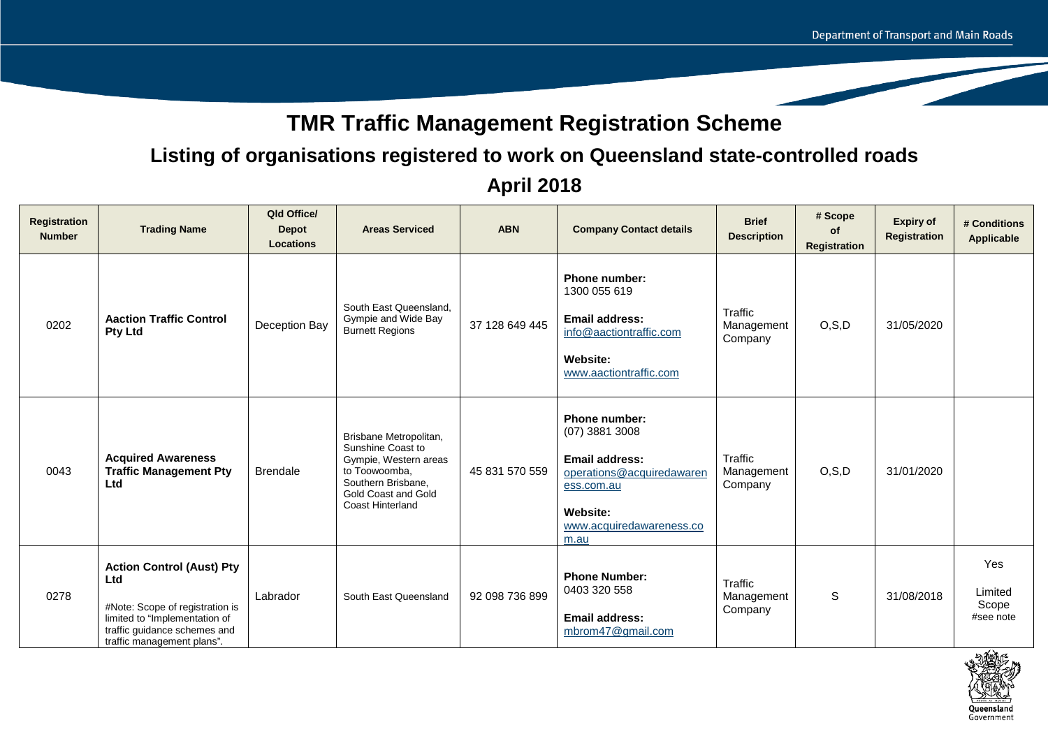# TMR Traffic Management Registration Scheme

## Listing of organisations registered to work on Queensland state-controlled roads

## April 2018

| Registration Number | Trading Name | Qld Office/ Depot Locations | Areas Serviced | ABN | Company Contact details | Brief Description | # Scope of Registration | Expiry of Registration | # Conditions Applicable |
|---|---|---|---|---|---|---|---|---|---|
| 0202 | **Aaction Traffic Control Pty Ltd** | Deception Bay | South East Queensland, Gympie and Wide Bay Burnett Regions | 37 128 649 445 | **Phone number:** 1300 055 619<br>**Email address:** info@aactiontraffic.com<br>**Website:** www.aactiontraffic.com | Traffic Management Company | O,S,D | 31/05/2020 | |
| 0043 | **Acquired Awareness Traffic Management Pty Ltd** | Brendale | Brisbane Metropolitan, Sunshine Coast to Gympie, Western areas to Toowoomba, Southern Brisbane, Gold Coast and Gold Coast Hinterland | 45 831 570 559 | **Phone number:** (07) 3881 3008<br>**Email address:** operations@acquiredawareness.com.au<br>**Website:** www.acquiredawareness.com.au | Traffic Management Company | O,S,D | 31/01/2020 | |
| 0278 | **Action Control (Aust) Pty Ltd**<br>#Note: Scope of registration is limited to "Implementation of traffic guidance schemes and traffic management plans". | Labrador | South East Queensland | 92 098 736 899 | **Phone Number:** 0403 320 558<br>**Email address:** mbrom47@gmail.com | Traffic Management Company | S | 31/08/2018 | Yes<br>Limited Scope<br>#see note |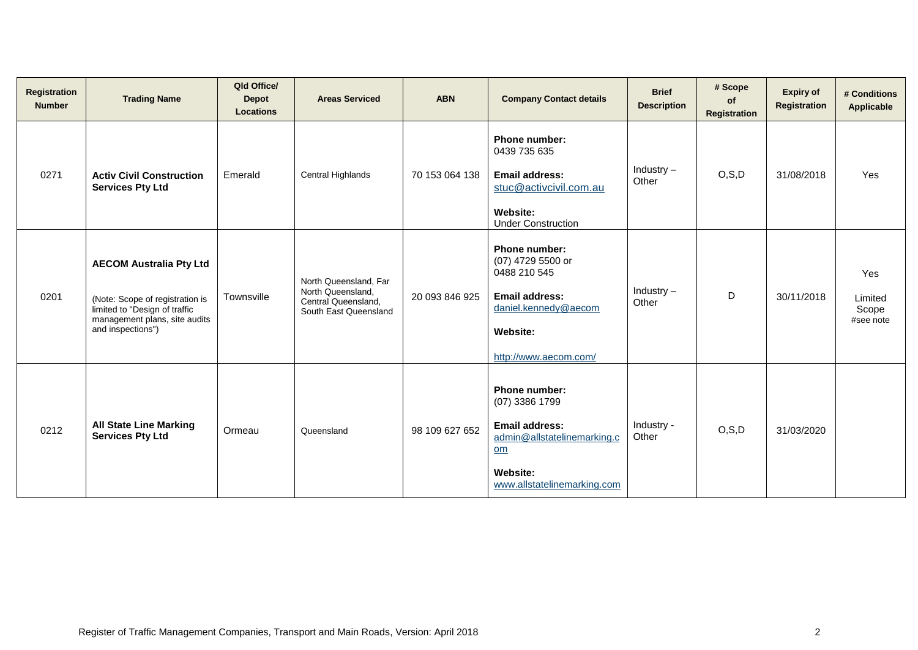| Registration Number | Trading Name | Qld Office/ Depot Locations | Areas Serviced | ABN | Company Contact details | Brief Description | # Scope of Registration | Expiry of Registration | # Conditions Applicable |
|---|---|---|---|---|---|---|---|---|---|
| 0271 | **Activ Civil Construction Services Pty Ltd** | Emerald | Central Highlands | 70 153 064 138 | **Phone number:** 0439 735 635 **Email address:** stuc@activcivil.com.au **Website:** Under Construction | Industry – Other | O,S,D | 31/08/2018 | Yes |
| 0201 | **AECOM Australia Pty Ltd** (Note: Scope of registration is limited to "Design of traffic management plans, site audits and inspections") | Townsville | North Queensland, Far North Queensland, Central Queensland, South East Queensland | 20 093 846 925 | **Phone number:** (07) 4729 5500 or 0488 210 545 **Email address:** daniel.kennedy@aecom **Website:** http://www.aecom.com/ | Industry – Other | D | 30/11/2018 | Yes Limited Scope #see note |
| 0212 | **All State Line Marking Services Pty Ltd** | Ormeau | Queensland | 98 109 627 652 | **Phone number:** (07) 3386 1799 **Email address:** admin@allstatelinemarking.com **Website:** www.allstatelinemarking.com | Industry - Other | O,S,D | 31/03/2020 | |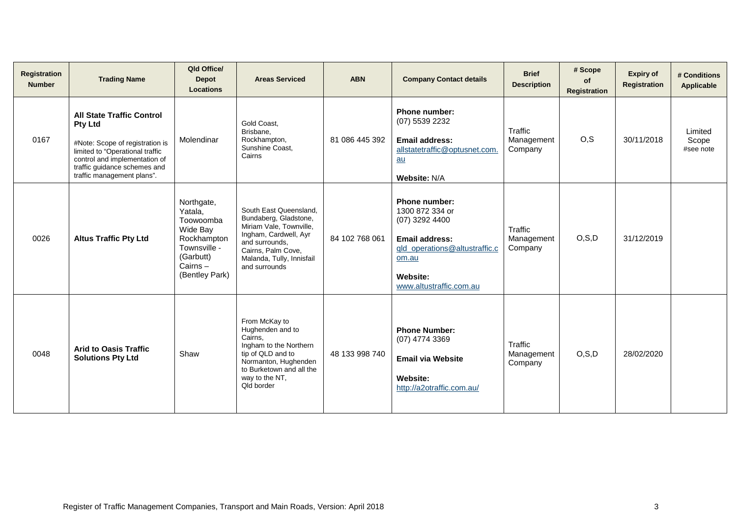| Registration Number | Trading Name | Qld Office/ Depot Locations | Areas Serviced | ABN | Company Contact details | Brief Description | # Scope of Registration | Expiry of Registration | # Conditions Applicable |
|---|---|---|---|---|---|---|---|---|---|
| 0167 | **All State Traffic Control Pty Ltd**<br><br>#Note: Scope of registration is limited to "Operational traffic control and implementation of traffic guidance schemes and traffic management plans". | Molendinar | Gold Coast, Brisbane, Rockhampton, Sunshine Coast, Cairns | 81 086 445 392 | **Phone number:** (07) 5539 2232<br><br>**Email address:** allstatetraffic@optusnet.com.au<br><br>**Website:** N/A | Traffic Management Company | O,S | 30/11/2018 | Limited Scope #see note |
| 0026 | **Altus Traffic Pty Ltd** | Northgate, Yatala, Toowoomba Wide Bay Rockhampton Townsville - (Garbutt) Cairns – (Bentley Park) | South East Queensland, Bundaberg, Gladstone, Miriam Vale, Townville, Ingham, Cardwell, Ayr and surrounds, Cairns, Palm Cove, Malanda, Tully, Innisfail and surrounds | 84 102 768 061 | **Phone number:** 1300 872 334 or (07) 3292 4400<br><br>**Email address:** qld_operations@altustraffic.com.au<br><br>**Website:** www.altustraffic.com.au | Traffic Management Company | O,S,D | 31/12/2019 | |
| 0048 | **Arid to Oasis Traffic Solutions Pty Ltd** | Shaw | From McKay to Hughenden and to Cairns, Ingham to the Northern tip of QLD and to Normanton, Hughenden to Burketown and all the way to the NT, Qld border | 48 133 998 740 | **Phone Number:** (07) 4774 3369<br><br>**Email via Website**<br><br>**Website:** http://a2otraffic.com.au/ | Traffic Management Company | O,S,D | 28/02/2020 | |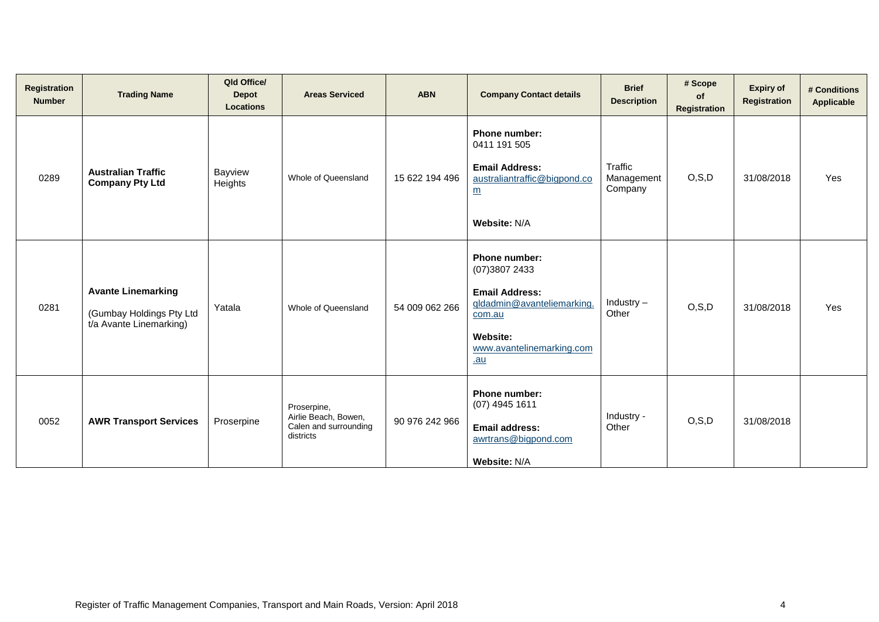| Registration Number | Trading Name | Qld Office/ Depot Locations | Areas Serviced | ABN | Company Contact details | Brief Description | # Scope of Registration | Expiry of Registration | # Conditions Applicable |
|---|---|---|---|---|---|---|---|---|---|
| 0289 | **Australian Traffic Company Pty Ltd** | Bayview Heights | Whole of Queensland | 15 622 194 496 | **Phone number:** 0411 191 505 **Email Address:** australiantraffic@bigpond.com **Website:** N/A | Traffic Management Company | O,S,D | 31/08/2018 | Yes |
| 0281 | **Avante Linemarking** (Gumbay Holdings Pty Ltd t/a Avante Linemarking) | Yatala | Whole of Queensland | 54 009 062 266 | **Phone number:** (07)3807 2433 **Email Address:** qldadmin@avanteliemarking.com.au **Website:** www.avantelinemarking.com.au | Industry – Other | O,S,D | 31/08/2018 | Yes |
| 0052 | **AWR Transport Services** | Proserpine | Proserpine, Airlie Beach, Bowen, Calen and surrounding districts | 90 976 242 966 | **Phone number:** (07) 4945 1611 **Email address:** awrtrans@bigpond.com **Website:** N/A | Industry - Other | O,S,D | 31/08/2018 | |

Register of Traffic Management Companies, Transport and Main Roads, Version: April 2018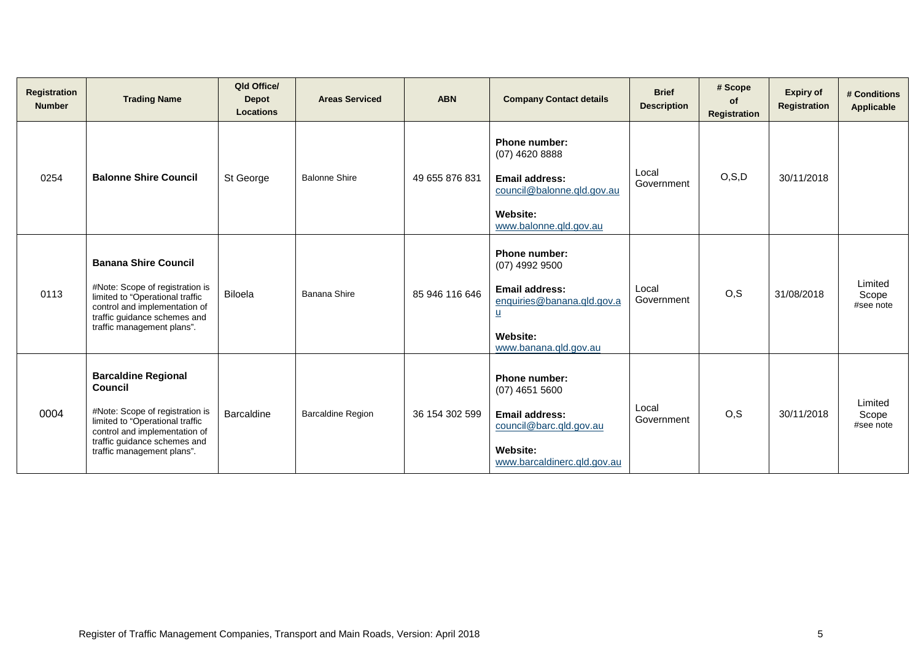| Registration Number | Trading Name | Qld Office/ Depot Locations | Areas Serviced | ABN | Company Contact details | Brief Description | # Scope of Registration | Expiry of Registration | # Conditions Applicable |
|---|---|---|---|---|---|---|---|---|---|
| 0254 | **Balonne Shire Council** | St George | Balonne Shire | 49 655 876 831 | **Phone number:** (07) 4620 8888 **Email address:** council@balonne.qld.gov.au **Website:** www.balonne.qld.gov.au | Local Government | O,S,D | 30/11/2018 | |
| 0113 | **Banana Shire Council** #Note: Scope of registration is limited to "Operational traffic control and implementation of traffic guidance schemes and traffic management plans". | Biloela | Banana Shire | 85 946 116 646 | **Phone number:** (07) 4992 9500 **Email address:** enquiries@banana.qld.gov.au **Website:** www.banana.qld.gov.au | Local Government | O,S | 31/08/2018 | Limited Scope #see note |
| 0004 | **Barcaldine Regional Council** #Note: Scope of registration is limited to "Operational traffic control and implementation of traffic guidance schemes and traffic management plans". | Barcaldine | Barcaldine Region | 36 154 302 599 | **Phone number:** (07) 4651 5600 **Email address:** council@barc.qld.gov.au **Website:** www.barcaldinerc.qld.gov.au | Local Government | O,S | 30/11/2018 | Limited Scope #see note |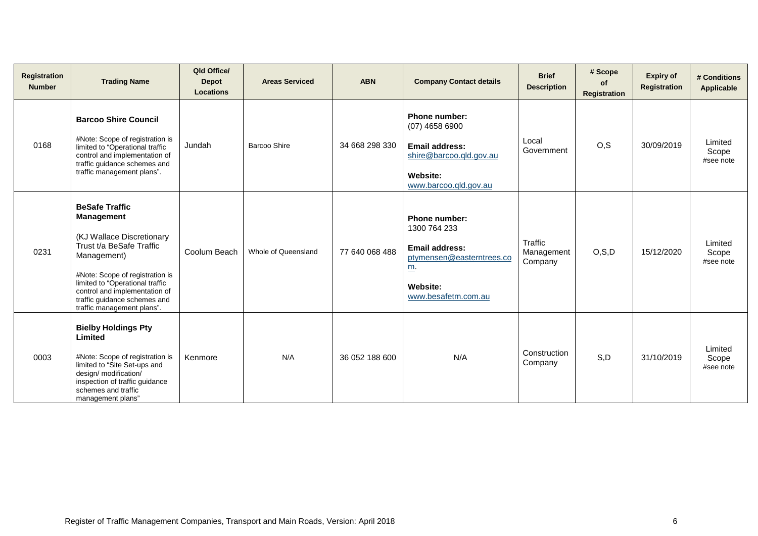| Registration Number | Trading Name | Qld Office/ Depot Locations | Areas Serviced | ABN | Company Contact details | Brief Description | # Scope of Registration | Expiry of Registration | # Conditions Applicable |
|---|---|---|---|---|---|---|---|---|---|
| 0168 | **Barcoo Shire Council**<br><br>#Note: Scope of registration is limited to "Operational traffic control and implementation of traffic guidance schemes and traffic management plans". | Jundah | Barcoo Shire | 34 668 298 330 | **Phone number:**<br>(07) 4658 6900<br><br>**Email address:**<br>shire@barcoo.qld.gov.au<br><br>**Website:**<br>www.barcoo.qld.gov.au | Local Government | O,S | 30/09/2019 | Limited Scope #see note |
| 0231 | **BeSafe Traffic Management**<br><br>(KJ Wallace Discretionary Trust t/a BeSafe Traffic Management)<br><br>#Note: Scope of registration is limited to "Operational traffic control and implementation of traffic guidance schemes and traffic management plans". | Coolum Beach | Whole of Queensland | 77 640 068 488 | **Phone number:**<br>1300 764 233<br><br>**Email address:**<br>ptymensen@easterntrees.com.<br><br>**Website:**<br>www.besafetm.com.au | Traffic Management Company | O,S,D | 15/12/2020 | Limited Scope #see note |
| 0003 | **Bielby Holdings Pty Limited**<br><br>#Note: Scope of registration is limited to "Site Set-ups and design/ modification/ inspection of traffic guidance schemes and traffic management plans" | Kenmore | N/A | 36 052 188 600 | N/A | Construction Company | S,D | 31/10/2019 | Limited Scope #see note |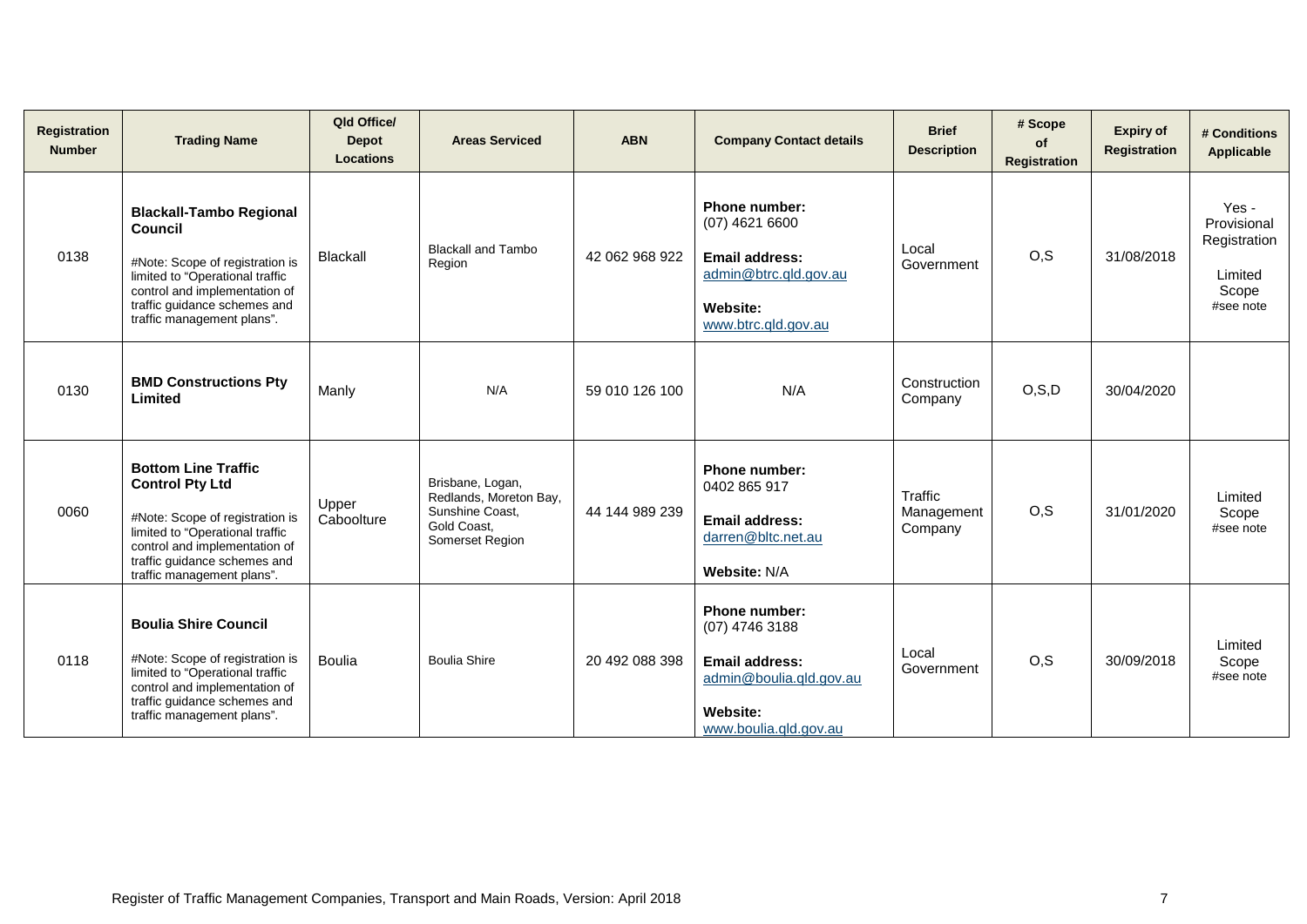| Registration Number | Trading Name | Qld Office/ Depot Locations | Areas Serviced | ABN | Company Contact details | Brief Description | # Scope of Registration | Expiry of Registration | # Conditions Applicable |
|---|---|---|---|---|---|---|---|---|---|
| 0138 | **Blackall-Tambo Regional Council**<br><br>#Note: Scope of registration is limited to "Operational traffic control and implementation of traffic guidance schemes and traffic management plans". | Blackall | Blackall and Tambo Region | 42 062 968 922 | **Phone number:** (07) 4621 6600<br><br>**Email address:** admin@btrc.qld.gov.au<br><br>**Website:** www.btrc.qld.gov.au | Local Government | O,S | 31/08/2018 | Yes - Provisional Registration<br><br>Limited Scope #see note |
| 0130 | **BMD Constructions Pty Limited** | Manly | N/A | 59 010 126 100 | N/A | Construction Company | O,S,D | 30/04/2020 | |
| 0060 | **Bottom Line Traffic Control Pty Ltd**<br><br>#Note: Scope of registration is limited to "Operational traffic control and implementation of traffic guidance schemes and traffic management plans". | Upper Caboolture | Brisbane, Logan, Redlands, Moreton Bay, Sunshine Coast, Gold Coast, Somerset Region | 44 144 989 239 | **Phone number:** 0402 865 917<br><br>**Email address:** darren@bltc.net.au<br><br>**Website:** N/A | Traffic Management Company | O,S | 31/01/2020 | Limited Scope #see note |
| 0118 | **Boulia Shire Council**<br><br>#Note: Scope of registration is limited to "Operational traffic control and implementation of traffic guidance schemes and traffic management plans". | Boulia | Boulia Shire | 20 492 088 398 | **Phone number:** (07) 4746 3188<br><br>**Email address:** admin@boulia.qld.gov.au<br><br>**Website:** www.boulia.qld.gov.au | Local Government | O,S | 30/09/2018 | Limited Scope #see note |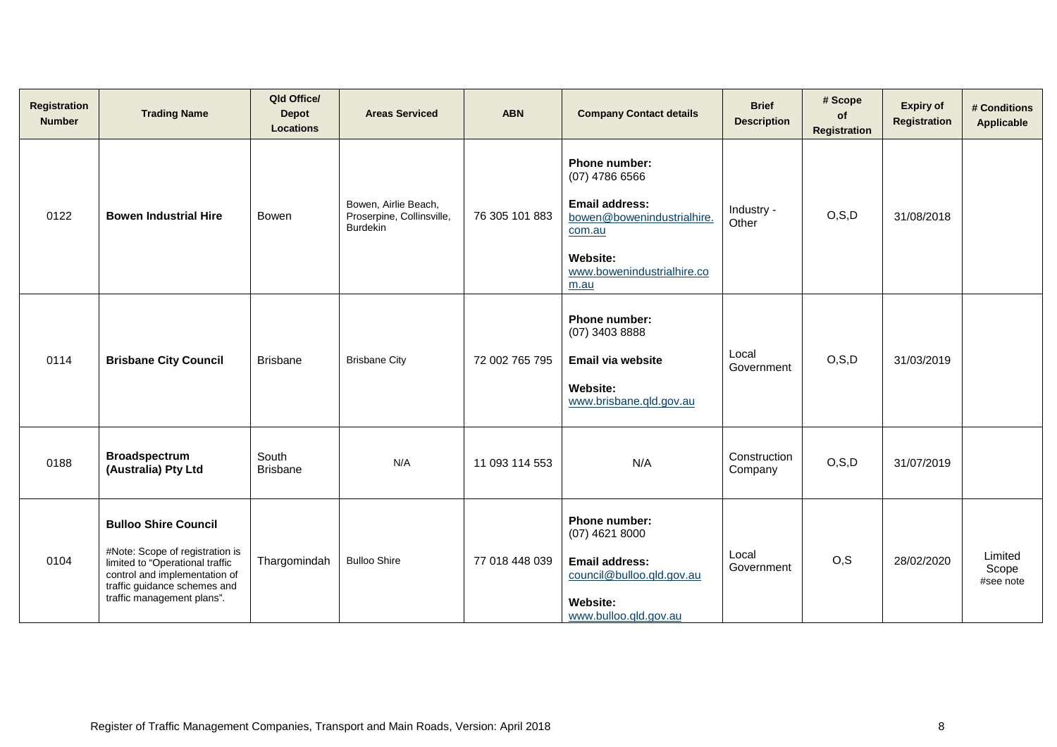| Registration Number | Trading Name | Qld Office/ Depot Locations | Areas Serviced | ABN | Company Contact details | Brief Description | # Scope of Registration | Expiry of Registration | # Conditions Applicable |
|---|---|---|---|---|---|---|---|---|---|
| 0122 | **Bowen Industrial Hire** | Bowen | Bowen, Airlie Beach, Proserpine, Collinsville, Burdekin | 76 305 101 883 | **Phone number:** (07) 4786 6566 **Email address:** bowen@bowenindustrialhire.com.au **Website:** www.bowenindustrialhire.com.au | Industry - Other | O,S,D | 31/08/2018 | |
| 0114 | **Brisbane City Council** | Brisbane | Brisbane City | 72 002 765 795 | **Phone number:** (07) 3403 8888 **Email via website** **Website:** www.brisbane.qld.gov.au | Local Government | O,S,D | 31/03/2019 | |
| 0188 | **Broadspectrum (Australia) Pty Ltd** | South Brisbane | N/A | 11 093 114 553 | N/A | Construction Company | O,S,D | 31/07/2019 | |
| 0104 | **Bulloo Shire Council** #Note: Scope of registration is limited to "Operational traffic control and implementation of traffic guidance schemes and traffic management plans". | Thargomindah | Bulloo Shire | 77 018 448 039 | **Phone number:** (07) 4621 8000 **Email address:** council@bulloo.qld.gov.au **Website:** www.bulloo.qld.gov.au | Local Government | O,S | 28/02/2020 | Limited Scope #see note |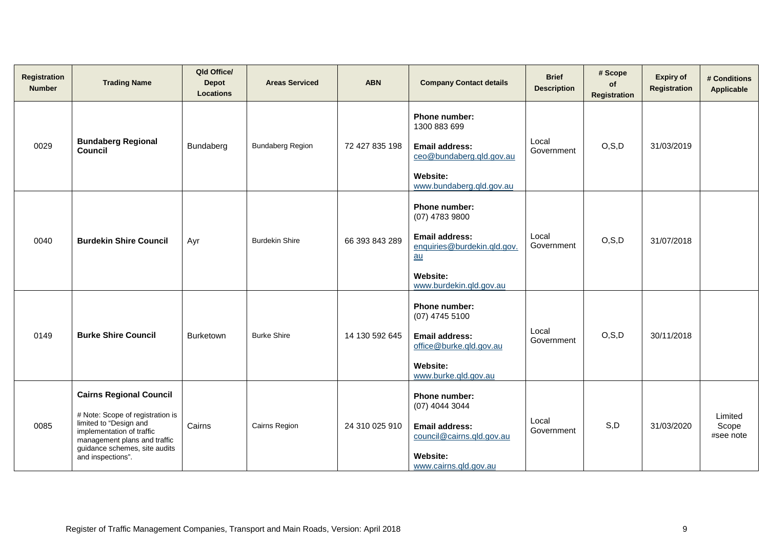| Registration Number | Trading Name | Qld Office/ Depot Locations | Areas Serviced | ABN | Company Contact details | Brief Description | # Scope of Registration | Expiry of Registration | # Conditions Applicable |
|---|---|---|---|---|---|---|---|---|---|
| 0029 | **Bundaberg Regional Council** | Bundaberg | Bundaberg Region | 72 427 835 198 | **Phone number:** 1300 883 699 **Email address:** ceo@bundaberg.qld.gov.au **Website:** www.bundaberg.qld.gov.au | Local Government | O,S,D | 31/03/2019 | |
| 0040 | **Burdekin Shire Council** | Ayr | Burdekin Shire | 66 393 843 289 | **Phone number:** (07) 4783 9800 **Email address:** enquiries@burdekin.qld.gov.au **Website:** www.burdekin.qld.gov.au | Local Government | O,S,D | 31/07/2018 | |
| 0149 | **Burke Shire Council** | Burketown | Burke Shire | 14 130 592 645 | **Phone number:** (07) 4745 5100 **Email address:** office@burke.qld.gov.au **Website:** www.burke.qld.gov.au | Local Government | O,S,D | 30/11/2018 | |
| 0085 | **Cairns Regional Council** # Note: Scope of registration is limited to "Design and implementation of traffic management plans and traffic guidance schemes, site audits and inspections". | Cairns | Cairns Region | 24 310 025 910 | **Phone number:** (07) 4044 3044 **Email address:** council@cairns.qld.gov.au **Website:** www.cairns.qld.gov.au | Local Government | S,D | 31/03/2020 | Limited Scope #see note |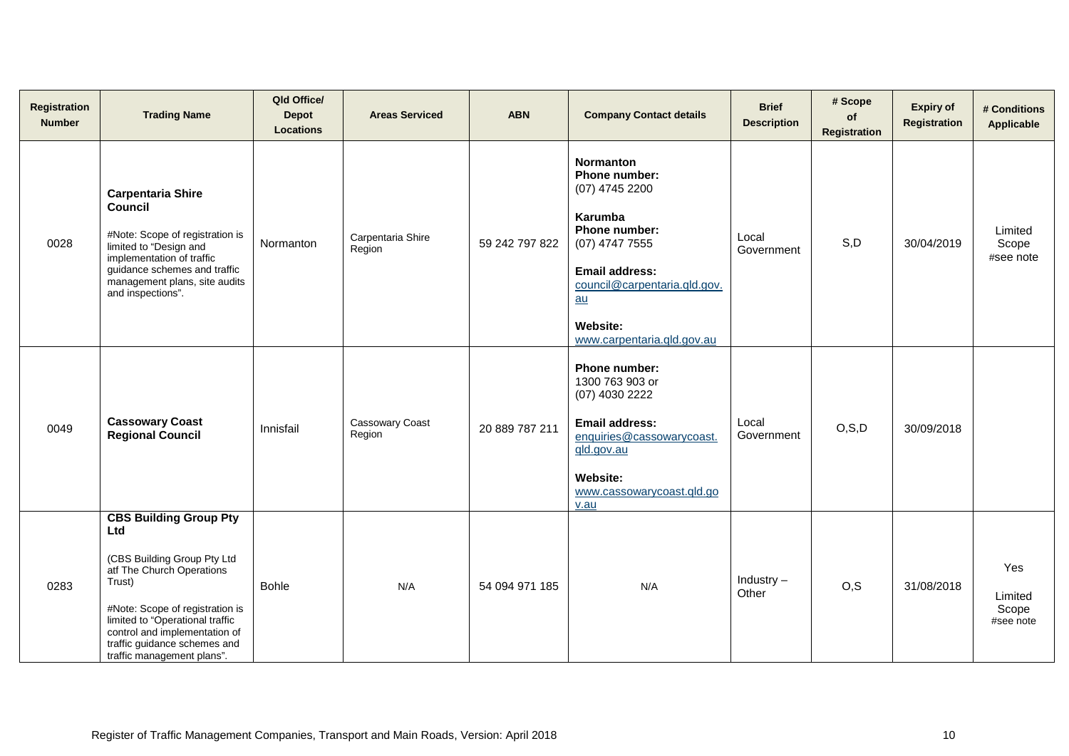| Registration Number | Trading Name | Qld Office/ Depot Locations | Areas Serviced | ABN | Company Contact details | Brief Description | # Scope of Registration | Expiry of Registration | # Conditions Applicable |
|---|---|---|---|---|---|---|---|---|---|
| 0028 | **Carpentaria Shire Council**<br><br>#Note: Scope of registration is limited to "Design and implementation of traffic guidance schemes and traffic management plans, site audits and inspections". | Normanton | Carpentaria Shire Region | 59 242 797 822 | **Normanton**<br>**Phone number:**<br>(07) 4745 2200<br><br>**Karumba**<br>**Phone number:**<br>(07) 4747 7555<br><br>**Email address:**<br>council@carpentaria.qld.gov.au<br><br>**Website:**<br>www.carpentaria.qld.gov.au | Local Government | S,D | 30/04/2019 | Limited Scope #see note |
| 0049 | **Cassowary Coast Regional Council** | Innisfail | Cassowary Coast Region | 20 889 787 211 | **Phone number:**<br>1300 763 903 or<br>(07) 4030 2222<br><br>**Email address:**<br>enquiries@cassowarycoast.qld.gov.au<br><br>**Website:**<br>www.cassowarycoast.qld.gov.au | Local Government | O,S,D | 30/09/2018 | |
| 0283 | **CBS Building Group Pty Ltd**<br><br>(CBS Building Group Pty Ltd atf The Church Operations Trust)<br><br>#Note: Scope of registration is limited to "Operational traffic control and implementation of traffic guidance schemes and traffic management plans". | Bohle | N/A | 54 094 971 185 | N/A | Industry – Other | O,S | 31/08/2018 | Yes<br><br>Limited Scope #see note |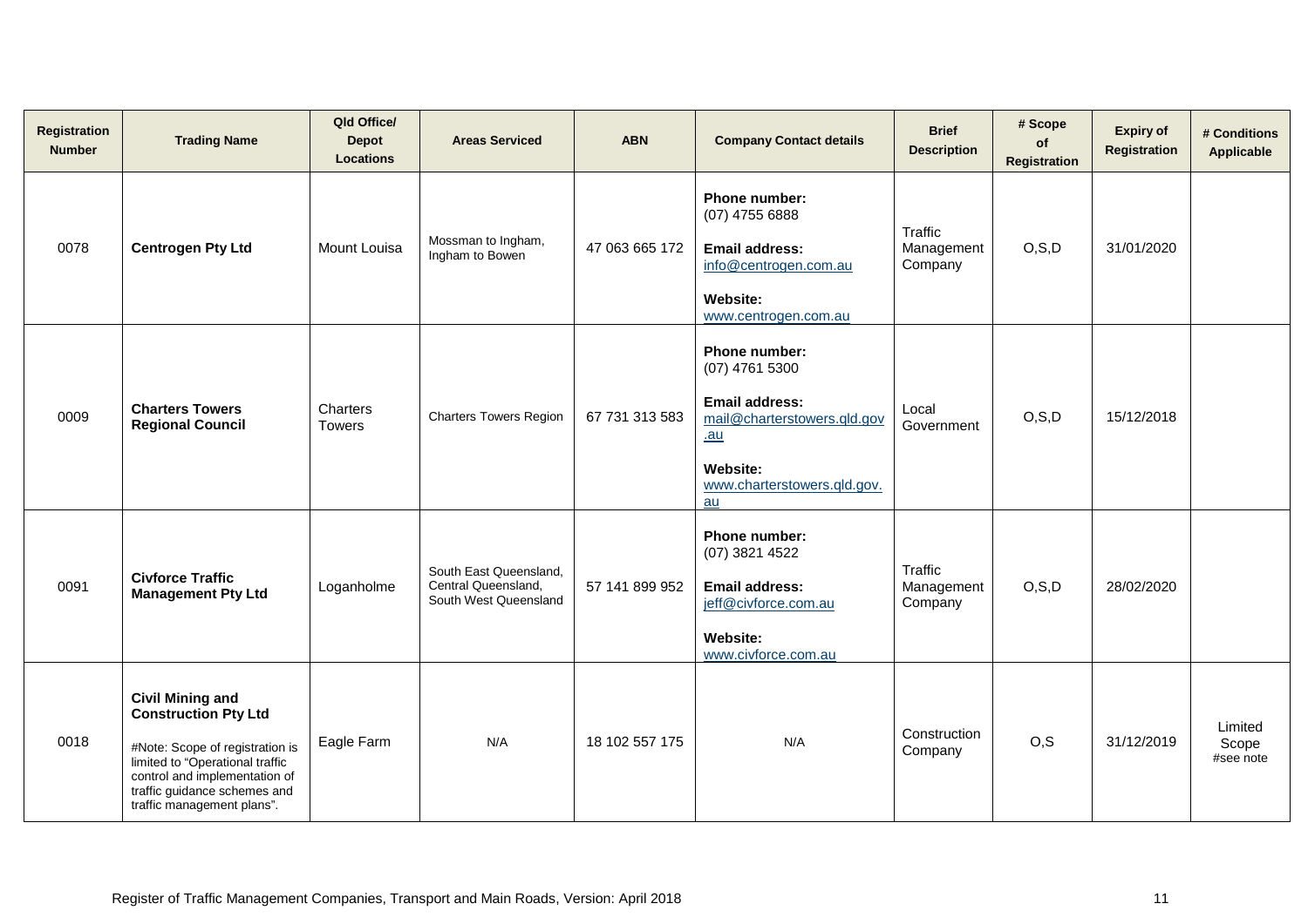| Registration Number | Trading Name | Qld Office/ Depot Locations | Areas Serviced | ABN | Company Contact details | Brief Description | # Scope of Registration | Expiry of Registration | # Conditions Applicable |
|---|---|---|---|---|---|---|---|---|---|
| 0078 | **Centrogen Pty Ltd** | Mount Louisa | Mossman to Ingham, Ingham to Bowen | 47 063 665 172 | **Phone number:** (07) 4755 6888 **Email address:** info@centrogen.com.au **Website:** www.centrogen.com.au | Traffic Management Company | O,S,D | 31/01/2020 | |
| 0009 | **Charters Towers Regional Council** | Charters Towers | Charters Towers Region | 67 731 313 583 | **Phone number:** (07) 4761 5300 **Email address:** mail@charterstowers.qld.gov.au **Website:** www.charterstowers.qld.gov.au | Local Government | O,S,D | 15/12/2018 | |
| 0091 | **Civforce Traffic Management Pty Ltd** | Loganholme | South East Queensland, Central Queensland, South West Queensland | 57 141 899 952 | **Phone number:** (07) 3821 4522 **Email address:** jeff@civforce.com.au **Website:** www.civforce.com.au | Traffic Management Company | O,S,D | 28/02/2020 | |
| 0018 | **Civil Mining and Construction Pty Ltd** #Note: Scope of registration is limited to "Operational traffic control and implementation of traffic guidance schemes and traffic management plans". | Eagle Farm | N/A | 18 102 557 175 | N/A | Construction Company | O,S | 31/12/2019 | Limited Scope #see note |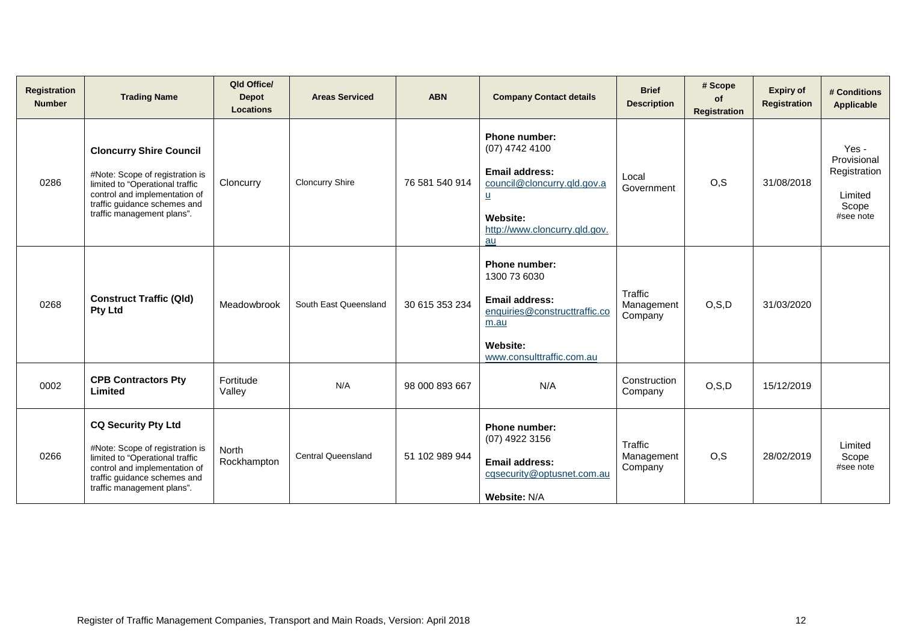| Registration Number | Trading Name | Qld Office/ Depot Locations | Areas Serviced | ABN | Company Contact details | Brief Description | # Scope of Registration | Expiry of Registration | # Conditions Applicable |
|---|---|---|---|---|---|---|---|---|---|
| 0286 | **Cloncurry Shire Council**<br><br>#Note: Scope of registration is limited to "Operational traffic control and implementation of traffic guidance schemes and traffic management plans". | Cloncurry | Cloncurry Shire | 76 581 540 914 | **Phone number:** (07) 4742 4100<br><br>**Email address:** council@cloncurry.qld.gov.au<br><br>**Website:** http://www.cloncurry.qld.gov.au | Local Government | O,S | 31/08/2018 | Yes - Provisional Registration<br><br>Limited Scope #see note |
| 0268 | **Construct Traffic (Qld) Pty Ltd** | Meadowbrook | South East Queensland | 30 615 353 234 | **Phone number:** 1300 73 6030<br><br>**Email address:** enquiries@constructtraffic.com.au<br><br>**Website:** www.consulttraffic.com.au | Traffic Management Company | O,S,D | 31/03/2020 | |
| 0002 | **CPB Contractors Pty Limited** | Fortitude Valley | N/A | 98 000 893 667 | N/A | Construction Company | O,S,D | 15/12/2019 | |
| 0266 | **CQ Security Pty Ltd**<br><br>#Note: Scope of registration is limited to "Operational traffic control and implementation of traffic guidance schemes and traffic management plans". | North Rockhampton | Central Queensland | 51 102 989 944 | **Phone number:** (07) 4922 3156<br><br>**Email address:** cqsecurity@optusnet.com.au<br><br>**Website:** N/A | Traffic Management Company | O,S | 28/02/2019 | Limited Scope #see note |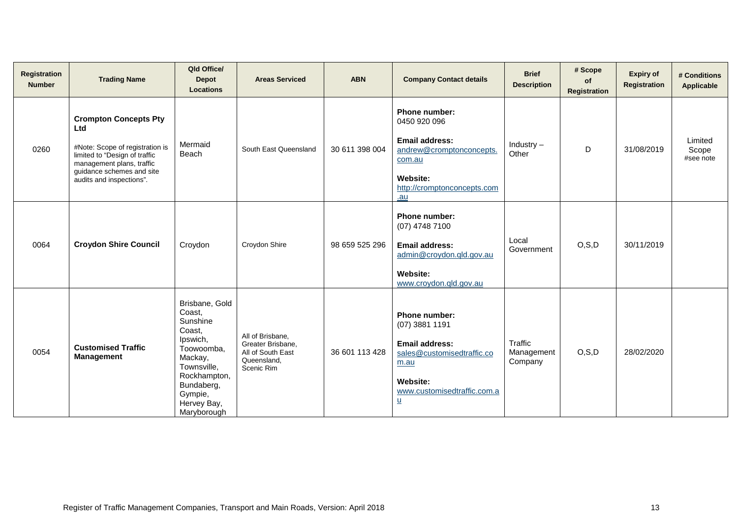| Registration Number | Trading Name | Qld Office/ Depot Locations | Areas Serviced | ABN | Company Contact details | Brief Description | # Scope of Registration | Expiry of Registration | # Conditions Applicable |
|---|---|---|---|---|---|---|---|---|---|
| 0260 | **Crompton Concepts Pty Ltd**<br><br>#Note: Scope of registration is limited to "Design of traffic management plans, traffic guidance schemes and site audits and inspections". | Mermaid Beach | South East Queensland | 30 611 398 004 | **Phone number:** 0450 920 096<br>**Email address:** andrew@cromptonconcepts.com.au<br>**Website:** http://cromptonconcepts.com.au | Industry – Other | D | 31/08/2019 | Limited Scope #see note |
| 0064 | **Croydon Shire Council** | Croydon | Croydon Shire | 98 659 525 296 | **Phone number:** (07) 4748 7100<br>**Email address:** admin@croydon.qld.gov.au<br>**Website:** www.croydon.qld.gov.au | Local Government | O,S,D | 30/11/2019 | |
| 0054 | **Customised Traffic Management** | Brisbane, Gold Coast, Sunshine Coast, Ipswich, Toowoomba, Mackay, Townsville, Rockhampton, Bundaberg, Gympie, Hervey Bay, Maryborough | All of Brisbane, Greater Brisbane, All of South East Queensland, Scenic Rim | 36 601 113 428 | **Phone number:** (07) 3881 1191<br>**Email address:** sales@customisedtraffic.com.au<br>**Website:** www.customisedtraffic.com.au | Traffic Management Company | O,S,D | 28/02/2020 | |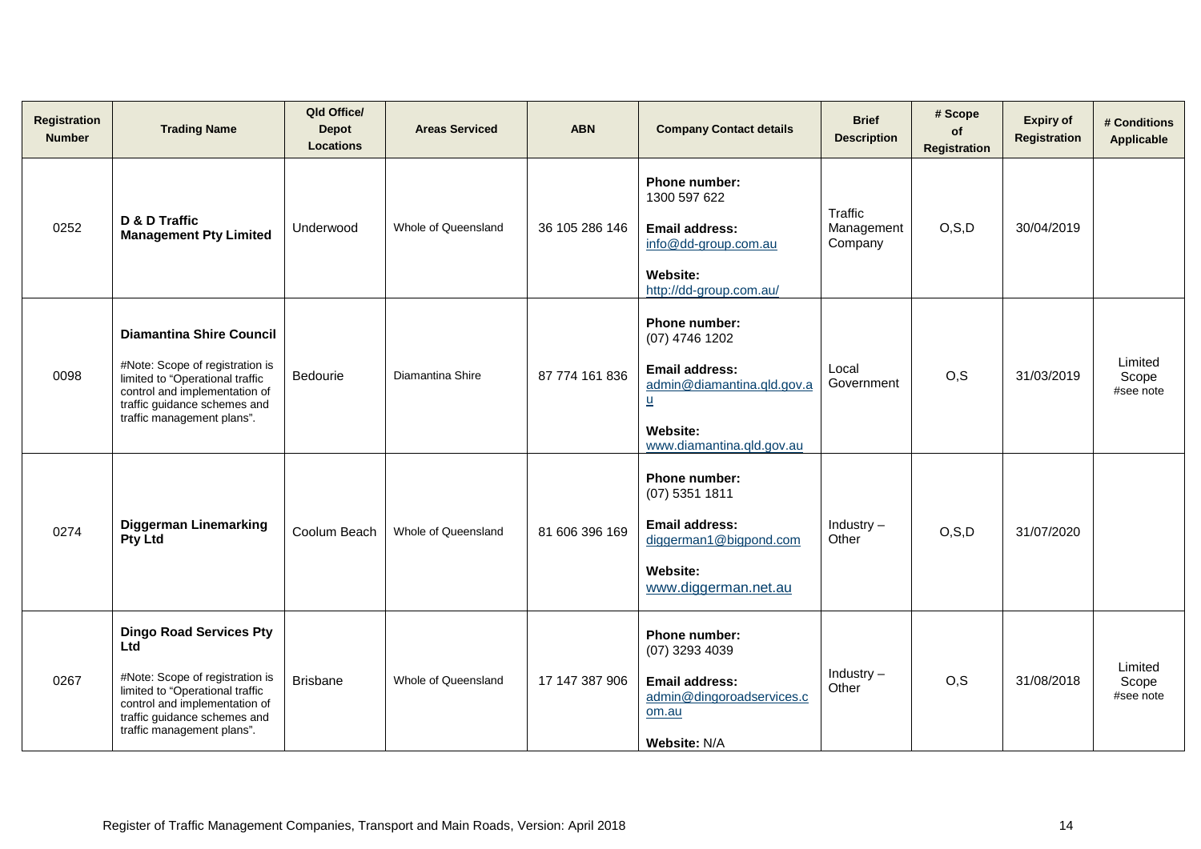| Registration Number | Trading Name | Qld Office/ Depot Locations | Areas Serviced | ABN | Company Contact details | Brief Description | # Scope of Registration | Expiry of Registration | # Conditions Applicable |
|---|---|---|---|---|---|---|---|---|---|
| 0252 | **D & D Traffic Management Pty Limited** | Underwood | Whole of Queensland | 36 105 286 146 | **Phone number:** 1300 597 622 **Email address:** info@dd-group.com.au **Website:** http://dd-group.com.au/ | Traffic Management Company | O,S,D | 30/04/2019 | |
| 0098 | **Diamantina Shire Council** #Note: Scope of registration is limited to "Operational traffic control and implementation of traffic guidance schemes and traffic management plans". | Bedourie | Diamantina Shire | 87 774 161 836 | **Phone number:** (07) 4746 1202 **Email address:** admin@diamantina.qld.gov.au **Website:** www.diamantina.qld.gov.au | Local Government | O,S | 31/03/2019 | Limited Scope #see note |
| 0274 | **Diggerman Linemarking Pty Ltd** | Coolum Beach | Whole of Queensland | 81 606 396 169 | **Phone number:** (07) 5351 1811 **Email address:** diggerman1@bigpond.com **Website:** www.diggerman.net.au | Industry – Other | O,S,D | 31/07/2020 | |
| 0267 | **Dingo Road Services Pty Ltd** #Note: Scope of registration is limited to "Operational traffic control and implementation of traffic guidance schemes and traffic management plans". | Brisbane | Whole of Queensland | 17 147 387 906 | **Phone number:** (07) 3293 4039 **Email address:** admin@dingoroadservices.com.au **Website:** N/A | Industry – Other | O,S | 31/08/2018 | Limited Scope #see note |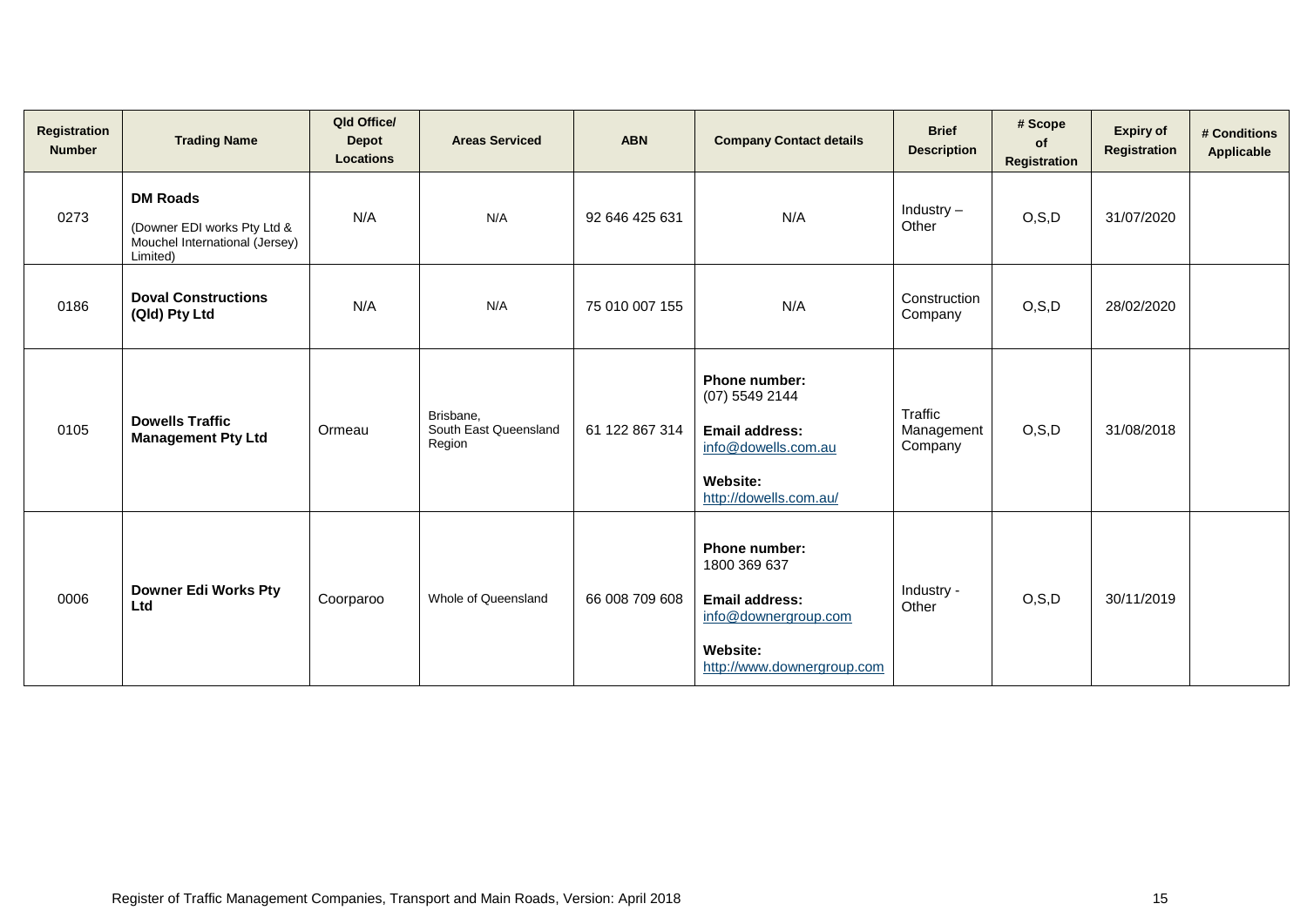| Registration Number | Trading Name | Qld Office/ Depot Locations | Areas Serviced | ABN | Company Contact details | Brief Description | # Scope of Registration | Expiry of Registration | # Conditions Applicable |
|---|---|---|---|---|---|---|---|---|---|
| 0273 | **DM Roads** (Downer EDI works Pty Ltd & Mouchel International (Jersey) Limited) | N/A | N/A | 92 646 425 631 | N/A | Industry – Other | O,S,D | 31/07/2020 | |
| 0186 | **Doval Constructions (Qld) Pty Ltd** | N/A | N/A | 75 010 007 155 | N/A | Construction Company | O,S,D | 28/02/2020 | |
| 0105 | **Dowells Traffic Management Pty Ltd** | Ormeau | Brisbane, South East Queensland Region | 61 122 867 314 | **Phone number:** (07) 5549 2144 **Email address:** info@dowells.com.au **Website:** http://dowells.com.au/ | Traffic Management Company | O,S,D | 31/08/2018 | |
| 0006 | **Downer Edi Works Pty Ltd** | Coorparoo | Whole of Queensland | 66 008 709 608 | **Phone number:** 1800 369 637 **Email address:** info@downergroup.com **Website:** http://www.downergroup.com | Industry - Other | O,S,D | 30/11/2019 | |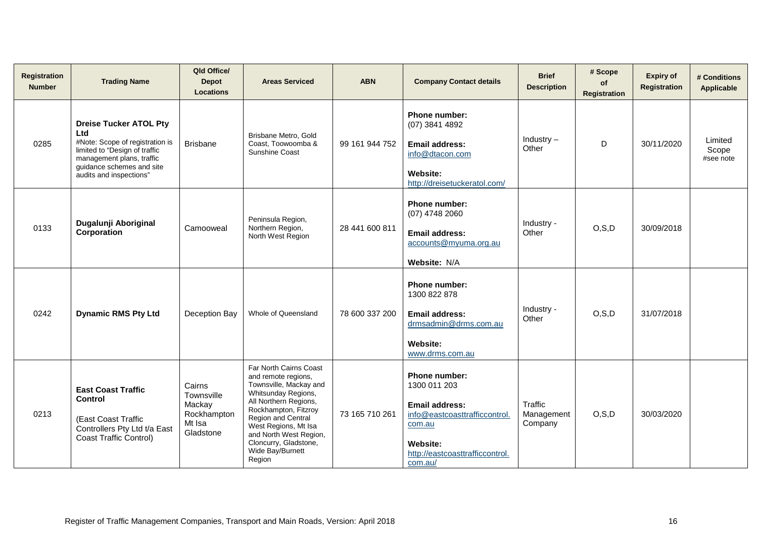| Registration Number | Trading Name | Qld Office/ Depot Locations | Areas Serviced | ABN | Company Contact details | Brief Description | # Scope of Registration | Expiry of Registration | # Conditions Applicable |
|---|---|---|---|---|---|---|---|---|---|
| 0285 | **Dreise Tucker ATOL Pty Ltd**<br>#Note: Scope of registration is limited to "Design of traffic management plans, traffic guidance schemes and site audits and inspections" | Brisbane | Brisbane Metro, Gold Coast, Toowoomba & Sunshine Coast | 99 161 944 752 | **Phone number:**<br>(07) 3841 4892<br>**Email address:**<br>info@dtacon.com<br>**Website:**<br>http://dreisetuckeratol.com/ | Industry – Other | D | 30/11/2020 | Limited Scope #see note |
| 0133 | **Dugalunji Aboriginal Corporation** | Camooweal | Peninsula Region, Northern Region, North West Region | 28 441 600 811 | **Phone number:**<br>(07) 4748 2060<br>**Email address:**<br>accounts@myuma.org.au<br>**Website:** N/A | Industry - Other | O,S,D | 30/09/2018 | |
| 0242 | **Dynamic RMS Pty Ltd** | Deception Bay | Whole of Queensland | 78 600 337 200 | **Phone number:**<br>1300 822 878<br>**Email address:**<br>drmsadmin@drms.com.au<br>**Website:**<br>www.drms.com.au | Industry - Other | O,S,D | 31/07/2018 | |
| 0213 | **East Coast Traffic Control**<br>(East Coast Traffic Controllers Pty Ltd t/a East Coast Traffic Control) | Cairns<br>Townsville<br>Mackay<br>Rockhampton<br>Mt Isa<br>Gladstone | Far North Cairns Coast and remote regions, Townsville, Mackay and Whitsunday Regions, All Northern Regions, Rockhampton, Fitzroy Region and Central West Regions, Mt Isa and North West Region, Cloncurry, Gladstone, Wide Bay/Burnett Region | 73 165 710 261 | **Phone number:**<br>1300 011 203<br>**Email address:**<br>info@eastcoasttrafficcontrol.com.au<br>**Website:**<br>http://eastcoasttrafficcontrol.com.au/ | Traffic Management Company | O,S,D | 30/03/2020 | |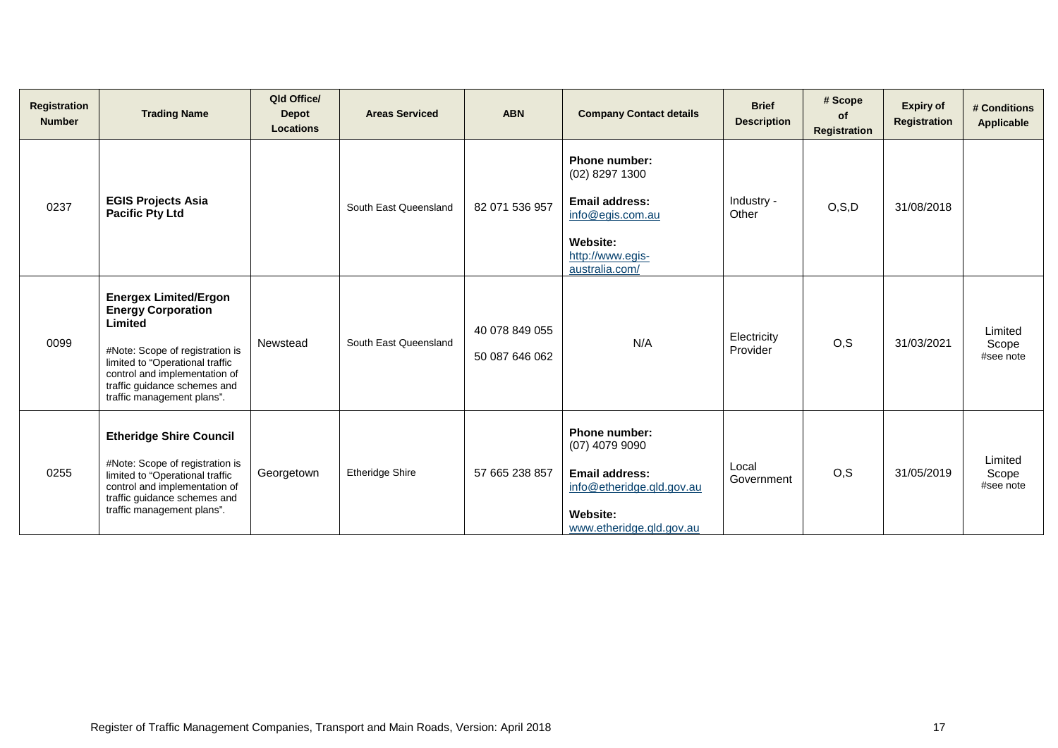| Registration Number | Trading Name | Qld Office/ Depot Locations | Areas Serviced | ABN | Company Contact details | Brief Description | # Scope of Registration | Expiry of Registration | # Conditions Applicable |
|---|---|---|---|---|---|---|---|---|---|
| 0237 | **EGIS Projects Asia Pacific Pty Ltd** | | South East Queensland | 82 071 536 957 | **Phone number:** (02) 8297 1300 **Email address:** info@egis.com.au **Website:** http://www.egis-australia.com/ | Industry - Other | O,S,D | 31/08/2018 | |
| 0099 | **Energex Limited/Ergon Energy Corporation Limited** #Note: Scope of registration is limited to "Operational traffic control and implementation of traffic guidance schemes and traffic management plans". | Newstead | South East Queensland | 40 078 849 055 50 087 646 062 | N/A | Electricity Provider | O,S | 31/03/2021 | Limited Scope #see note |
| 0255 | **Etheridge Shire Council** #Note: Scope of registration is limited to "Operational traffic control and implementation of traffic guidance schemes and traffic management plans". | Georgetown | Etheridge Shire | 57 665 238 857 | **Phone number:** (07) 4079 9090 **Email address:** info@etheridge.qld.gov.au **Website:** www.etheridge.qld.gov.au | Local Government | O,S | 31/05/2019 | Limited Scope #see note |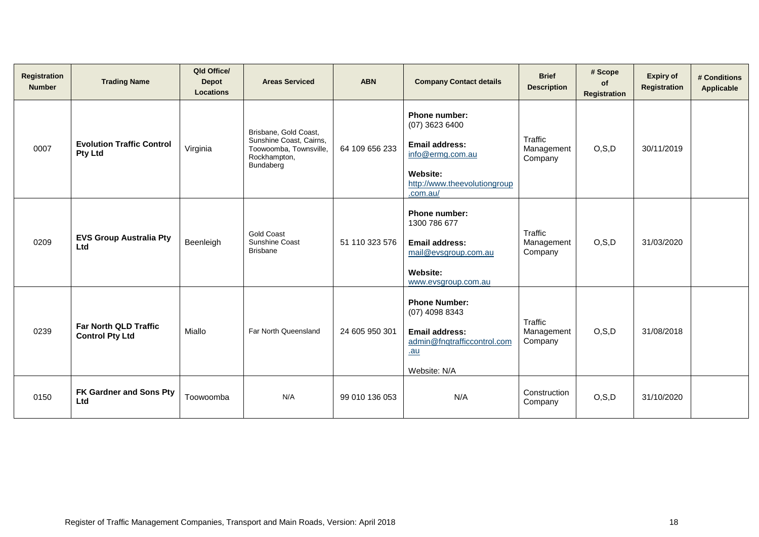| Registration Number | Trading Name | Qld Office/ Depot Locations | Areas Serviced | ABN | Company Contact details | Brief Description | # Scope of Registration | Expiry of Registration | # Conditions Applicable |
|---|---|---|---|---|---|---|---|---|---|
| 0007 | **Evolution Traffic Control Pty Ltd** | Virginia | Brisbane, Gold Coast, Sunshine Coast, Cairns, Toowoomba, Townsville, Rockhampton, Bundaberg | 64 109 656 233 | **Phone number:** (07) 3623 6400 **Email address:** info@ermg.com.au **Website:** http://www.theevolutiongroup.com.au/ | Traffic Management Company | O,S,D | 30/11/2019 | |
| 0209 | **EVS Group Australia Pty Ltd** | Beenleigh | Gold Coast Sunshine Coast Brisbane | 51 110 323 576 | **Phone number:** 1300 786 677 **Email address:** mail@evsgroup.com.au **Website:** www.evsgroup.com.au | Traffic Management Company | O,S,D | 31/03/2020 | |
| 0239 | **Far North QLD Traffic Control Pty Ltd** | Miallo | Far North Queensland | 24 605 950 301 | **Phone Number:** (07) 4098 8343 **Email address:** admin@fnqtrafficcontrol.com.au Website: N/A | Traffic Management Company | O,S,D | 31/08/2018 | |
| 0150 | **FK Gardner and Sons Pty Ltd** | Toowoomba | N/A | 99 010 136 053 | N/A | Construction Company | O,S,D | 31/10/2020 | |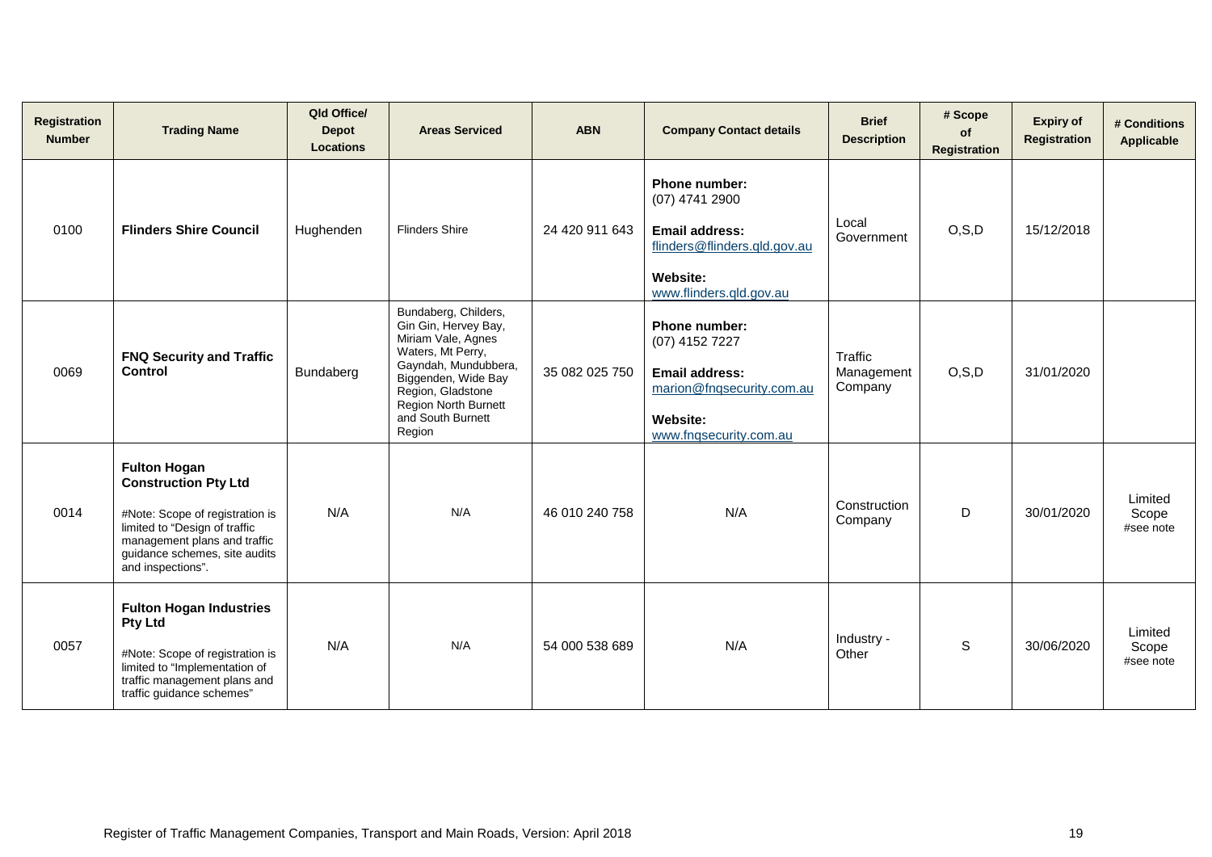| Registration Number | Trading Name | Qld Office/ Depot Locations | Areas Serviced | ABN | Company Contact details | Brief Description | # Scope of Registration | Expiry of Registration | # Conditions Applicable |
|---|---|---|---|---|---|---|---|---|---|
| 0100 | **Flinders Shire Council** | Hughenden | Flinders Shire | 24 420 911 643 | **Phone number:** (07) 4741 2900 **Email address:** flinders@flinders.qld.gov.au **Website:** www.flinders.qld.gov.au | Local Government | O,S,D | 15/12/2018 | |
| 0069 | **FNQ Security and Traffic Control** | Bundaberg | Bundaberg, Childers, Gin Gin, Hervey Bay, Miriam Vale, Agnes Waters, Mt Perry, Gayndah, Mundubbera, Biggenden, Wide Bay Region, Gladstone Region North Burnett and South Burnett Region | 35 082 025 750 | **Phone number:** (07) 4152 7227 **Email address:** marion@fnqsecurity.com.au **Website:** www.fnqsecurity.com.au | Traffic Management Company | O,S,D | 31/01/2020 | |
| 0014 | **Fulton Hogan Construction Pty Ltd** #Note: Scope of registration is limited to "Design of traffic management plans and traffic guidance schemes, site audits and inspections". | N/A | N/A | 46 010 240 758 | N/A | Construction Company | D | 30/01/2020 | Limited Scope #see note |
| 0057 | **Fulton Hogan Industries Pty Ltd** #Note: Scope of registration is limited to "Implementation of traffic management plans and traffic guidance schemes" | N/A | N/A | 54 000 538 689 | N/A | Industry - Other | S | 30/06/2020 | Limited Scope #see note |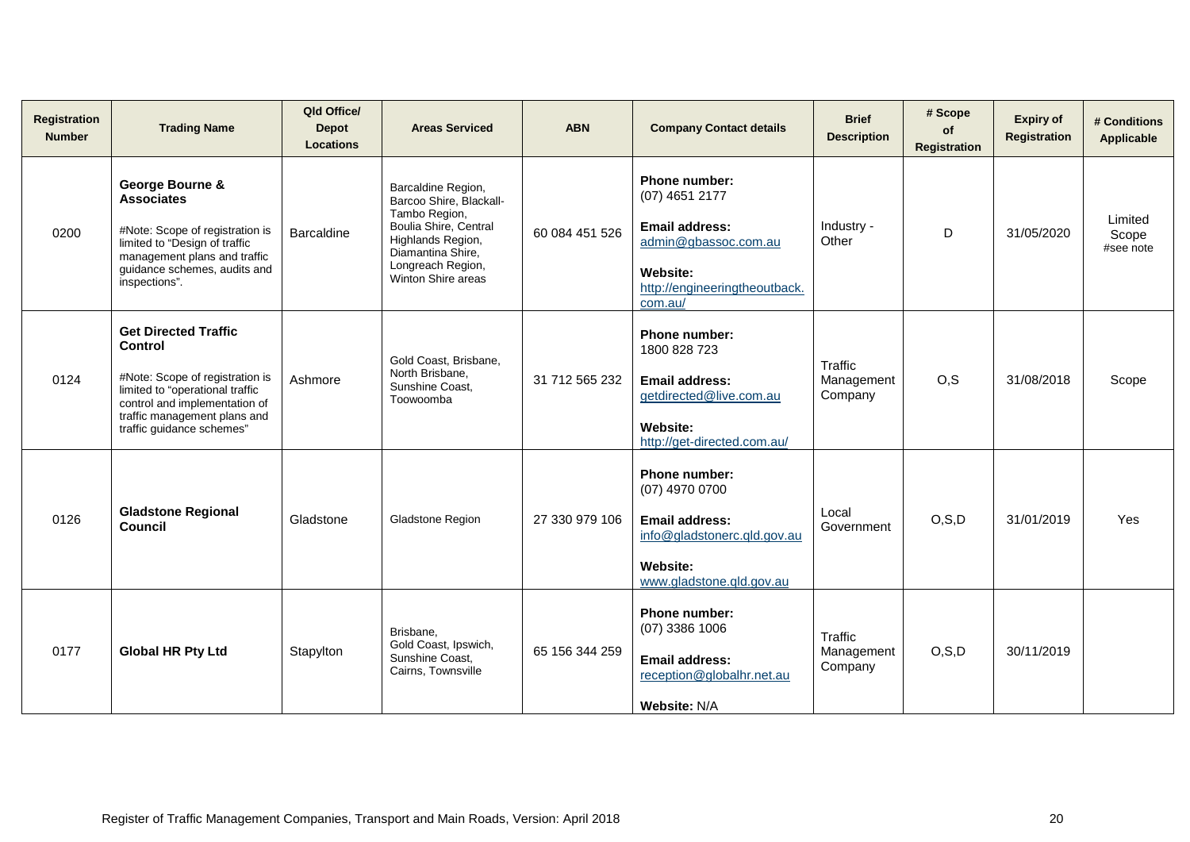| Registration Number | Trading Name | Qld Office/ Depot Locations | Areas Serviced | ABN | Company Contact details | Brief Description | # Scope of Registration | Expiry of Registration | # Conditions Applicable |
|---|---|---|---|---|---|---|---|---|---|
| 0200 | **George Bourne & Associates**<br><br>#Note: Scope of registration is limited to "Design of traffic management plans and traffic guidance schemes, audits and inspections". | Barcaldine | Barcaldine Region, Barcoo Shire, Blackall-Tambo Region, Boulia Shire, Central Highlands Region, Diamantina Shire, Longreach Region, Winton Shire areas | 60 084 451 526 | **Phone number:** (07) 4651 2177<br><br>**Email address:** admin@gbassoc.com.au<br><br>**Website:** http://engineeringtheoutback.com.au/ | Industry - Other | D | 31/05/2020 | Limited Scope #see note |
| 0124 | **Get Directed Traffic Control**<br><br>#Note: Scope of registration is limited to "operational traffic control and implementation of traffic management plans and traffic guidance schemes" | Ashmore | Gold Coast, Brisbane, North Brisbane, Sunshine Coast, Toowoomba | 31 712 565 232 | **Phone number:** 1800 828 723<br><br>**Email address:** getdirected@live.com.au<br><br>**Website:** http://get-directed.com.au/ | Traffic Management Company | O,S | 31/08/2018 | Scope |
| 0126 | **Gladstone Regional Council** | Gladstone | Gladstone Region | 27 330 979 106 | **Phone number:** (07) 4970 0700<br><br>**Email address:** info@gladstonerc.qld.gov.au<br><br>**Website:** www.gladstone.qld.gov.au | Local Government | O,S,D | 31/01/2019 | Yes |
| 0177 | **Global HR Pty Ltd** | Stapylton | Brisbane, Gold Coast, Ipswich, Sunshine Coast, Cairns, Townsville | 65 156 344 259 | **Phone number:** (07) 3386 1006<br><br>**Email address:** reception@globalhr.net.au<br><br>**Website:** N/A | Traffic Management Company | O,S,D | 30/11/2019 | |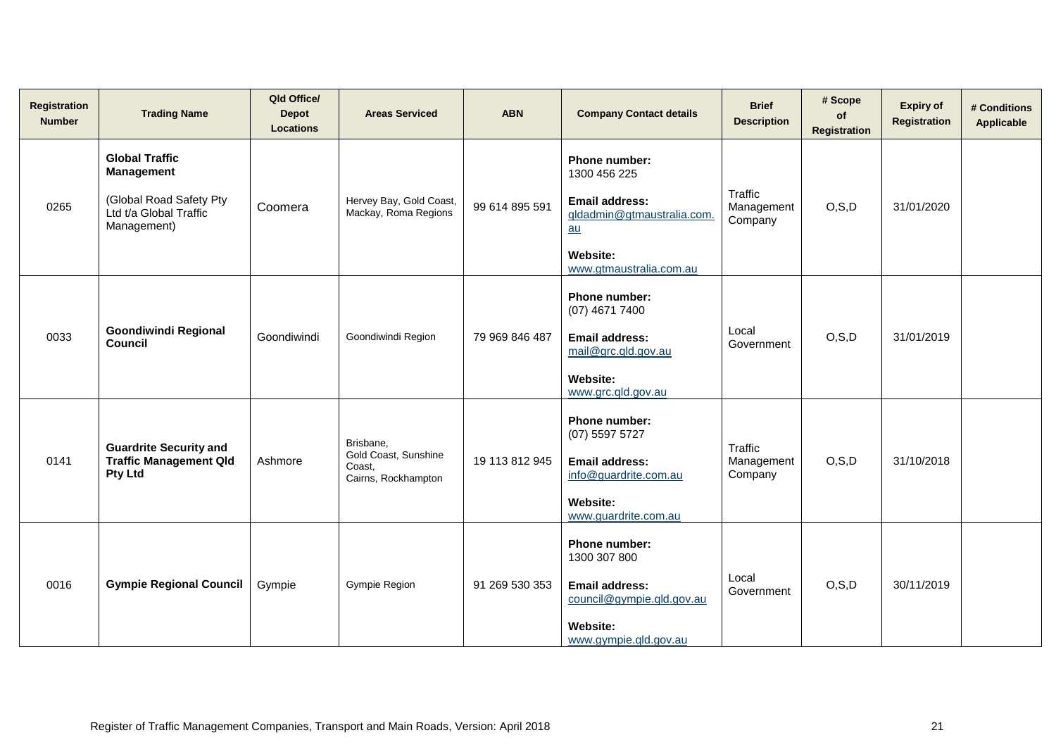| Registration Number | Trading Name | Qld Office/ Depot Locations | Areas Serviced | ABN | Company Contact details | Brief Description | # Scope of Registration | Expiry of Registration | # Conditions Applicable |
|---|---|---|---|---|---|---|---|---|---|
| 0265 | **Global Traffic Management**<br><br>(Global Road Safety Pty Ltd t/a Global Traffic Management) | Coomera | Hervey Bay, Gold Coast, Mackay, Roma Regions | 99 614 895 591 | **Phone number:**<br>1300 456 225<br><br>**Email address:**<br>qldadmin@gtmaustralia.com.au<br><br>**Website:**<br>www.gtmaustralia.com.au | Traffic Management Company | O,S,D | 31/01/2020 | |
| 0033 | **Goondiwindi Regional Council** | Goondiwindi | Goondiwindi Region | 79 969 846 487 | **Phone number:**<br>(07) 4671 7400<br><br>**Email address:**<br>mail@grc.qld.gov.au<br><br>**Website:**<br>www.grc.qld.gov.au | Local Government | O,S,D | 31/01/2019 | |
| 0141 | **Guardrite Security and Traffic Management Qld Pty Ltd** | Ashmore | Brisbane, Gold Coast, Sunshine Coast, Cairns, Rockhampton | 19 113 812 945 | **Phone number:**<br>(07) 5597 5727<br><br>**Email address:**<br>info@guardrite.com.au<br><br>**Website:**<br>www.guardrite.com.au | Traffic Management Company | O,S,D | 31/10/2018 | |
| 0016 | **Gympie Regional Council** | Gympie | Gympie Region | 91 269 530 353 | **Phone number:**<br>1300 307 800<br><br>**Email address:**<br>council@gympie.qld.gov.au<br><br>**Website:**<br>www.gympie.qld.gov.au | Local Government | O,S,D | 30/11/2019 | |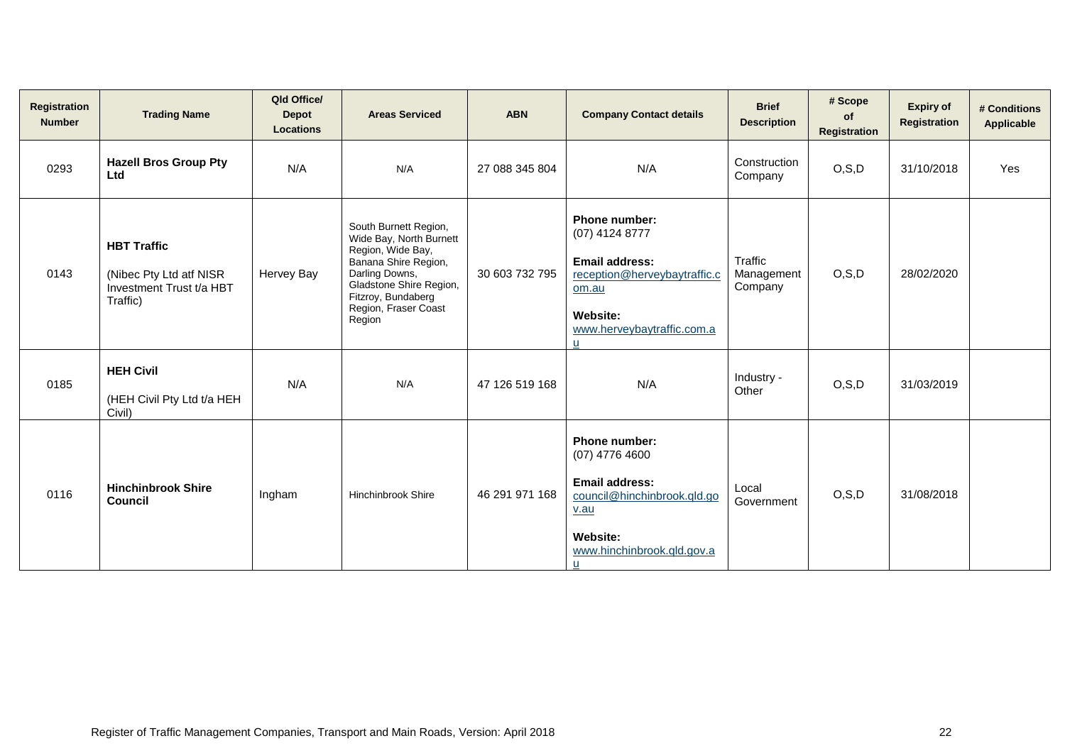| Registration Number | Trading Name | Qld Office/ Depot Locations | Areas Serviced | ABN | Company Contact details | Brief Description | # Scope of Registration | Expiry of Registration | # Conditions Applicable |
|---|---|---|---|---|---|---|---|---|---|
| 0293 | **Hazell Bros Group Pty Ltd** | N/A | N/A | 27 088 345 804 | N/A | Construction Company | O,S,D | 31/10/2018 | Yes |
| 0143 | **HBT Traffic** (Nibec Pty Ltd atf NISR Investment Trust t/a HBT Traffic) | Hervey Bay | South Burnett Region, Wide Bay, North Burnett Region, Wide Bay, Banana Shire Region, Darling Downs, Gladstone Shire Region, Fitzroy, Bundaberg Region, Fraser Coast Region | 30 603 732 795 | **Phone number:** (07) 4124 8777 **Email address:** reception@herveybaytraffic.com.au **Website:** www.herveybaytraffic.com.au | Traffic Management Company | O,S,D | 28/02/2020 | |
| 0185 | **HEH Civil** (HEH Civil Pty Ltd t/a HEH Civil) | N/A | N/A | 47 126 519 168 | N/A | Industry - Other | O,S,D | 31/03/2019 | |
| 0116 | **Hinchinbrook Shire Council** | Ingham | Hinchinbrook Shire | 46 291 971 168 | **Phone number:** (07) 4776 4600 **Email address:** council@hinchinbrook.qld.gov.au **Website:** www.hinchinbrook.qld.gov.au | Local Government | O,S,D | 31/08/2018 | |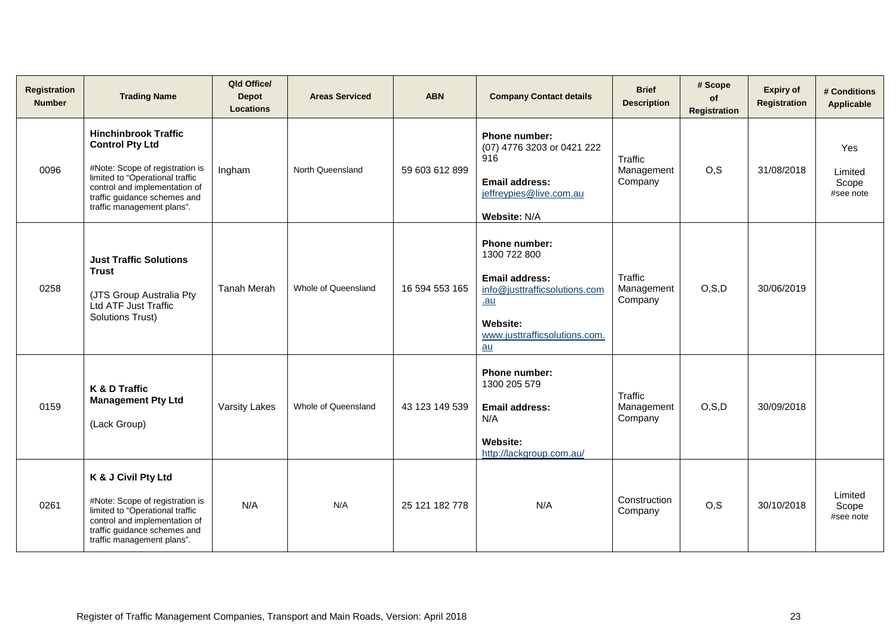| Registration Number | Trading Name | Qld Office/ Depot Locations | Areas Serviced | ABN | Company Contact details | Brief Description | # Scope of Registration | Expiry of Registration | # Conditions Applicable |
|---|---|---|---|---|---|---|---|---|---|
| 0096 | **Hinchinbrook Traffic Control Pty Ltd**<br><br>#Note: Scope of registration is limited to "Operational traffic control and implementation of traffic guidance schemes and traffic management plans". | Ingham | North Queensland | 59 603 612 899 | **Phone number:** (07) 4776 3203 or 0421 222 916<br><br>**Email address:** jeffreypies@live.com.au<br><br>**Website:** N/A | Traffic Management Company | O,S | 31/08/2018 | Yes<br><br>Limited Scope #see note |
| 0258 | **Just Traffic Solutions Trust**<br><br>(JTS Group Australia Pty Ltd ATF Just Traffic Solutions Trust) | Tanah Merah | Whole of Queensland | 16 594 553 165 | **Phone number:** 1300 722 800<br><br>**Email address:** info@justtrafficsolutions.com.au<br><br>**Website:** www.justtrafficsolutions.com.au | Traffic Management Company | O,S,D | 30/06/2019 | |
| 0159 | **K & D Traffic Management Pty Ltd**<br><br>(Lack Group) | Varsity Lakes | Whole of Queensland | 43 123 149 539 | **Phone number:** 1300 205 579<br><br>**Email address:** N/A<br><br>**Website:** http://lackgroup.com.au/ | Traffic Management Company | O,S,D | 30/09/2018 | |
| 0261 | **K & J Civil Pty Ltd**<br><br>#Note: Scope of registration is limited to "Operational traffic control and implementation of traffic guidance schemes and traffic management plans". | N/A | N/A | 25 121 182 778 | N/A | Construction Company | O,S | 30/10/2018 | Limited Scope #see note |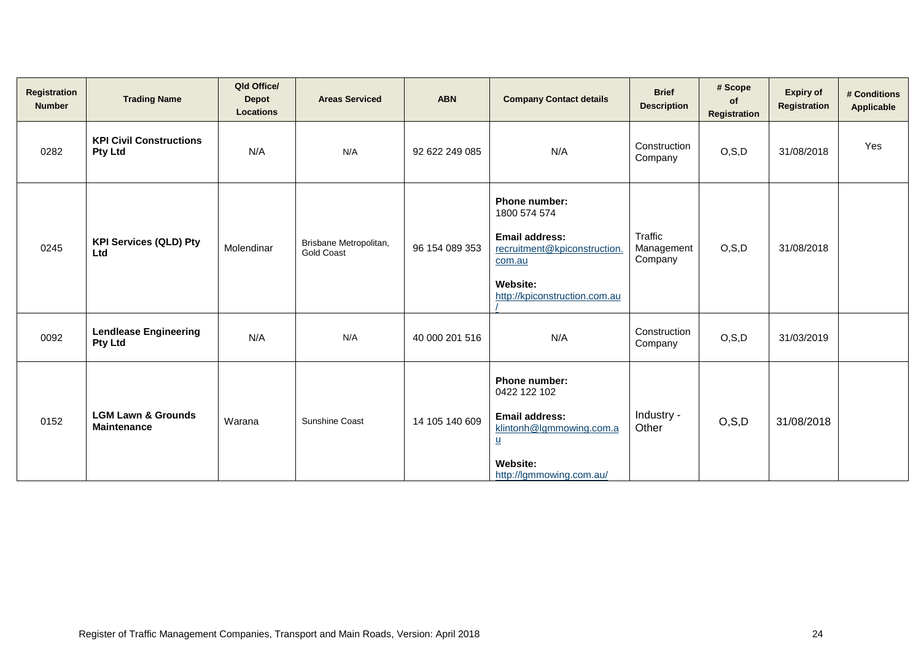| Registration Number | Trading Name | Qld Office/ Depot Locations | Areas Serviced | ABN | Company Contact details | Brief Description | # Scope of Registration | Expiry of Registration | # Conditions Applicable |
|---|---|---|---|---|---|---|---|---|---|
| 0282 | **KPI Civil Constructions Pty Ltd** | N/A | N/A | 92 622 249 085 | N/A | Construction Company | O,S,D | 31/08/2018 | Yes |
| 0245 | **KPI Services (QLD) Pty Ltd** | Molendinar | Brisbane Metropolitan, Gold Coast | 96 154 089 353 | **Phone number:** 1800 574 574 **Email address:** recruitment@kpiconstruction.com.au **Website:** http://kpiconstruction.com.au/ | Traffic Management Company | O,S,D | 31/08/2018 | |
| 0092 | **Lendlease Engineering Pty Ltd** | N/A | N/A | 40 000 201 516 | N/A | Construction Company | O,S,D | 31/03/2019 | |
| 0152 | **LGM Lawn & Grounds Maintenance** | Warana | Sunshine Coast | 14 105 140 609 | **Phone number:** 0422 122 102 **Email address:** klintonh@lgmmowing.com.au **Website:** http://lgmmowing.com.au/ | Industry - Other | O,S,D | 31/08/2018 | |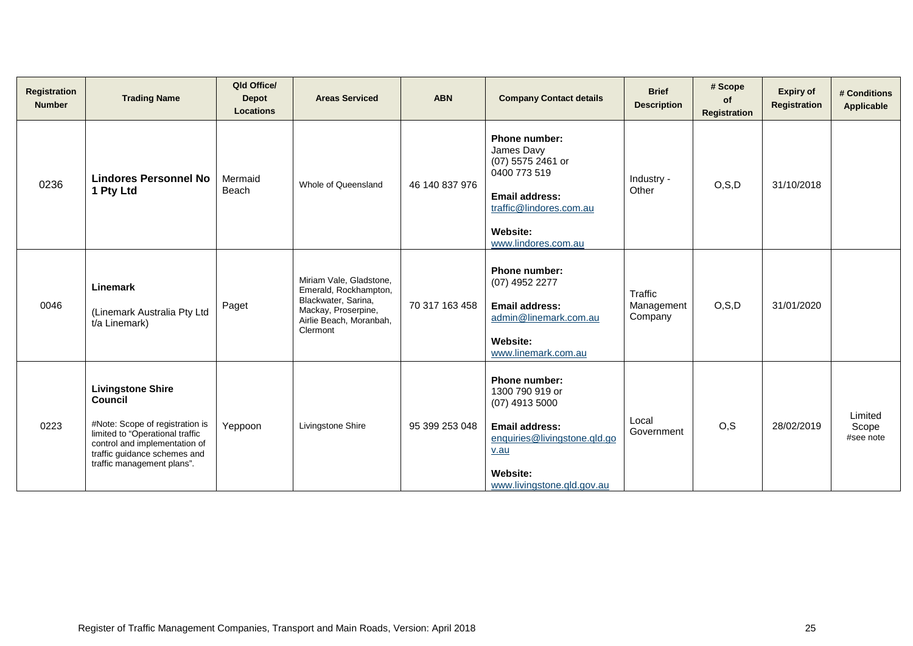| Registration Number | Trading Name | Qld Office/ Depot Locations | Areas Serviced | ABN | Company Contact details | Brief Description | # Scope of Registration | Expiry of Registration | # Conditions Applicable |
|---|---|---|---|---|---|---|---|---|---|
| 0236 | **Lindores Personnel No 1 Pty Ltd** | Mermaid Beach | Whole of Queensland | 46 140 837 976 | **Phone number:** James Davy (07) 5575 2461 or 0400 773 519 **Email address:** traffic@lindores.com.au **Website:** www.lindores.com.au | Industry - Other | O,S,D | 31/10/2018 | |
| 0046 | **Linemark** (Linemark Australia Pty Ltd t/a Linemark) | Paget | Miriam Vale, Gladstone, Emerald, Rockhampton, Blackwater, Sarina, Mackay, Proserpine, Airlie Beach, Moranbah, Clermont | 70 317 163 458 | **Phone number:** (07) 4952 2277 **Email address:** admin@linemark.com.au **Website:** www.linemark.com.au | Traffic Management Company | O,S,D | 31/01/2020 | |
| 0223 | **Livingstone Shire Council** #Note: Scope of registration is limited to "Operational traffic control and implementation of traffic guidance schemes and traffic management plans". | Yeppoon | Livingstone Shire | 95 399 253 048 | **Phone number:** 1300 790 919 or (07) 4913 5000 **Email address:** enquiries@livingstone.qld.gov.au **Website:** www.livingstone.qld.gov.au | Local Government | O,S | 28/02/2019 | Limited Scope #see note |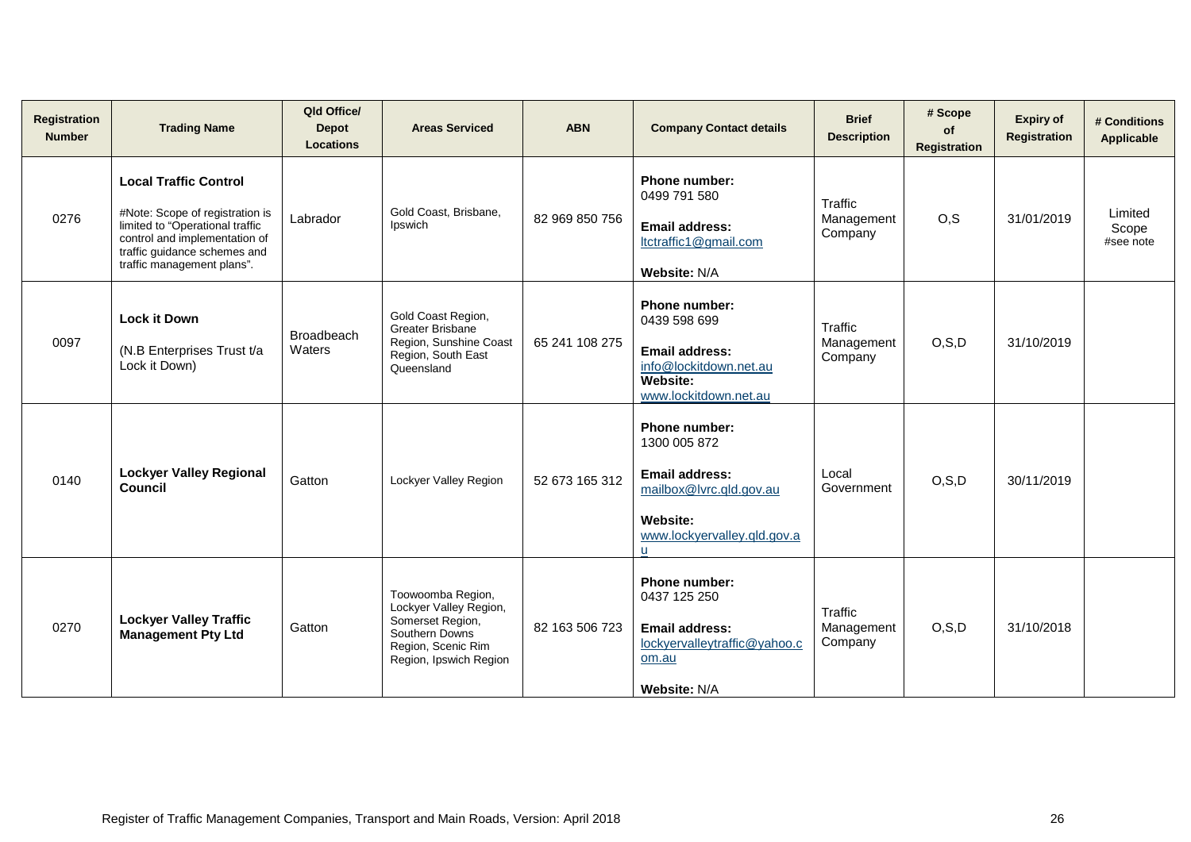| Registration Number | Trading Name | Qld Office/ Depot Locations | Areas Serviced | ABN | Company Contact details | Brief Description | # Scope of Registration | Expiry of Registration | # Conditions Applicable |
|---|---|---|---|---|---|---|---|---|---|
| 0276 | **Local Traffic Control**<br>#Note: Scope of registration is limited to "Operational traffic control and implementation of traffic guidance schemes and traffic management plans". | Labrador | Gold Coast, Brisbane, Ipswich | 82 969 850 756 | **Phone number:** 0499 791 580<br>**Email address:** ltctraffic1@gmail.com<br>**Website:** N/A | Traffic Management Company | O,S | 31/01/2019 | Limited Scope #see note |
| 0097 | **Lock it Down**<br>(N.B Enterprises Trust t/a Lock it Down) | Broadbeach Waters | Gold Coast Region, Greater Brisbane Region, Sunshine Coast Region, South East Queensland | 65 241 108 275 | **Phone number:** 0439 598 699<br>**Email address:** info@lockitdown.net.au<br>**Website:** www.lockitdown.net.au | Traffic Management Company | O,S,D | 31/10/2019 | |
| 0140 | **Lockyer Valley Regional Council** | Gatton | Lockyer Valley Region | 52 673 165 312 | **Phone number:** 1300 005 872<br>**Email address:** mailbox@lvrc.qld.gov.au<br>**Website:** www.lockyervalley.qld.gov.au | Local Government | O,S,D | 30/11/2019 | |
| 0270 | **Lockyer Valley Traffic Management Pty Ltd** | Gatton | Toowoomba Region, Lockyer Valley Region, Somerset Region, Southern Downs Region, Scenic Rim Region, Ipswich Region | 82 163 506 723 | **Phone number:** 0437 125 250<br>**Email address:** lockyervalleytraffic@yahoo.com.au<br>**Website:** N/A | Traffic Management Company | O,S,D | 31/10/2018 | |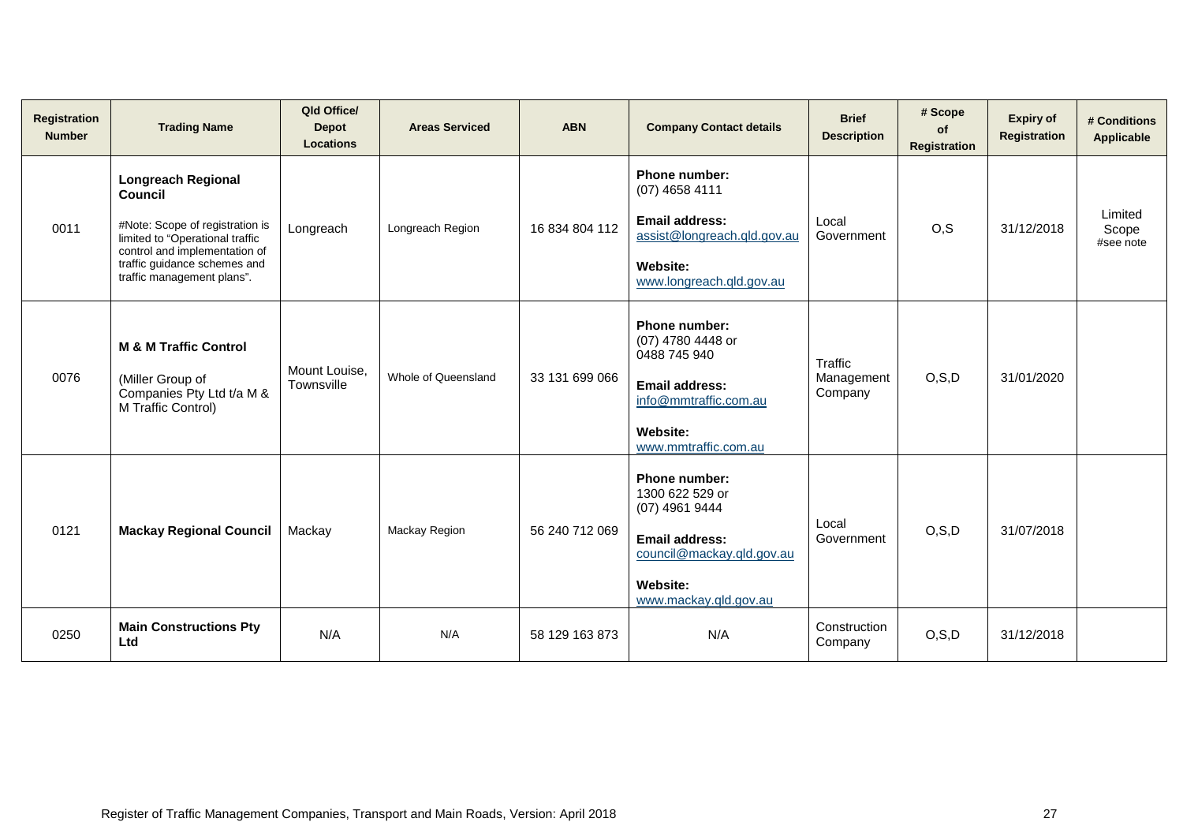| Registration Number | Trading Name | Qld Office/ Depot Locations | Areas Serviced | ABN | Company Contact details | Brief Description | # Scope of Registration | Expiry of Registration | # Conditions Applicable |
|---|---|---|---|---|---|---|---|---|---|
| 0011 | **Longreach Regional Council**<br><br>#Note: Scope of registration is limited to "Operational traffic control and implementation of traffic guidance schemes and traffic management plans". | Longreach | Longreach Region | 16 834 804 112 | **Phone number:**<br>(07) 4658 4111<br><br>**Email address:**<br>assist@longreach.qld.gov.au<br><br>**Website:**<br>www.longreach.qld.gov.au | Local Government | O,S | 31/12/2018 | Limited Scope #see note |
| 0076 | **M & M Traffic Control**<br><br>(Miller Group of Companies Pty Ltd t/a M & M Traffic Control) | Mount Louise, Townsville | Whole of Queensland | 33 131 699 066 | **Phone number:**<br>(07) 4780 4448 or 0488 745 940<br><br>**Email address:**<br>info@mmtraffic.com.au<br><br>**Website:**<br>www.mmtraffic.com.au | Traffic Management Company | O,S,D | 31/01/2020 | |
| 0121 | **Mackay Regional Council** | Mackay | Mackay Region | 56 240 712 069 | **Phone number:**<br>1300 622 529 or (07) 4961 9444<br><br>**Email address:**<br>council@mackay.qld.gov.au<br><br>**Website:**<br>www.mackay.qld.gov.au | Local Government | O,S,D | 31/07/2018 | |
| 0250 | **Main Constructions Pty Ltd** | N/A | N/A | 58 129 163 873 | N/A | Construction Company | O,S,D | 31/12/2018 | |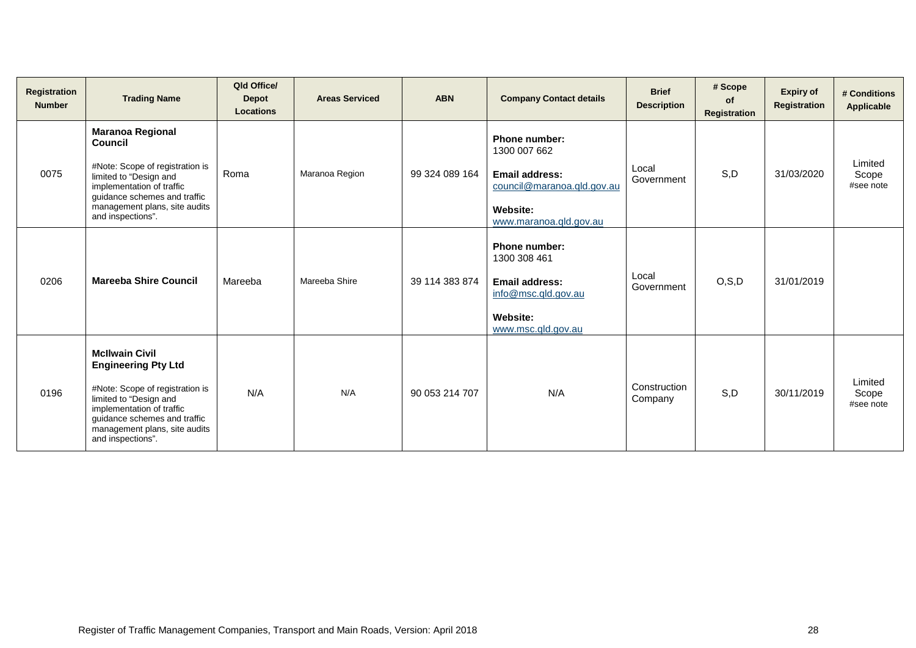| Registration Number | Trading Name | Qld Office/ Depot Locations | Areas Serviced | ABN | Company Contact details | Brief Description | # Scope of Registration | Expiry of Registration | # Conditions Applicable |
|---|---|---|---|---|---|---|---|---|---|
| 0075 | **Maranoa Regional Council**<br><br>#Note: Scope of registration is limited to "Design and implementation of traffic guidance schemes and traffic management plans, site audits and inspections". | Roma | Maranoa Region | 99 324 089 164 | **Phone number:** 1300 007 662<br><br>**Email address:** council@maranoa.qld.gov.au<br><br>**Website:** www.maranoa.qld.gov.au | Local Government | S,D | 31/03/2020 | Limited Scope #see note |
| 0206 | **Mareeba Shire Council** | Mareeba | Mareeba Shire | 39 114 383 874 | **Phone number:** 1300 308 461<br><br>**Email address:** info@msc.qld.gov.au<br><br>**Website:** www.msc.qld.gov.au | Local Government | O,S,D | 31/01/2019 | |
| 0196 | **McIlwain Civil Engineering Pty Ltd**<br><br>#Note: Scope of registration is limited to "Design and implementation of traffic guidance schemes and traffic management plans, site audits and inspections". | N/A | N/A | 90 053 214 707 | N/A | Construction Company | S,D | 30/11/2019 | Limited Scope #see note |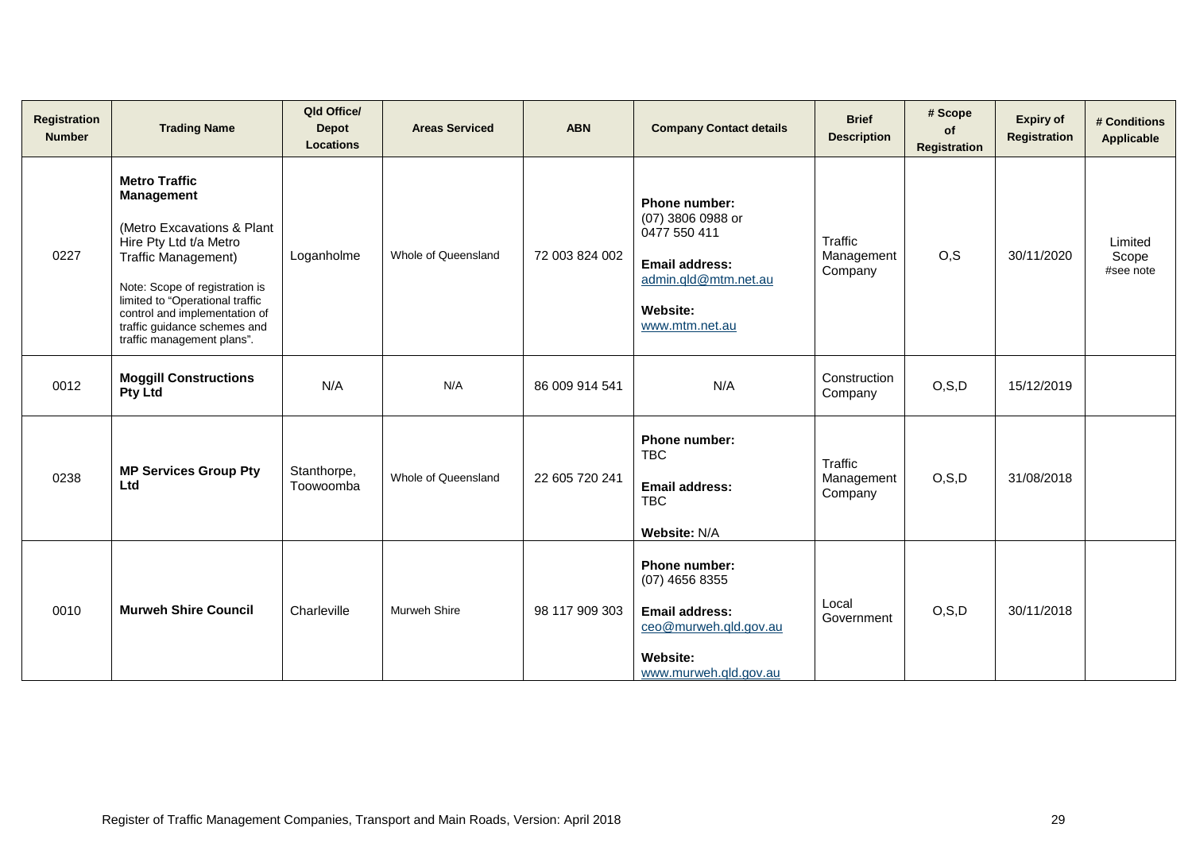| Registration Number | Trading Name | Qld Office/ Depot Locations | Areas Serviced | ABN | Company Contact details | Brief Description | # Scope of Registration | Expiry of Registration | # Conditions Applicable |
|---|---|---|---|---|---|---|---|---|---|
| 0227 | **Metro Traffic Management**<br><br>(Metro Excavations & Plant Hire Pty Ltd t/a Metro Traffic Management)<br><br>Note: Scope of registration is limited to "Operational traffic control and implementation of traffic guidance schemes and traffic management plans". | Loganholme | Whole of Queensland | 72 003 824 002 | **Phone number:** (07) 3806 0988 or 0477 550 411<br><br>**Email address:** admin.qld@mtm.net.au<br><br>**Website:** www.mtm.net.au | Traffic Management Company | O,S | 30/11/2020 | Limited Scope #see note |
| 0012 | **Moggill Constructions Pty Ltd** | N/A | N/A | 86 009 914 541 | N/A | Construction Company | O,S,D | 15/12/2019 | |
| 0238 | **MP Services Group Pty Ltd** | Stanthorpe, Toowoomba | Whole of Queensland | 22 605 720 241 | **Phone number:** TBC<br><br>**Email address:** TBC<br><br>**Website:** N/A | Traffic Management Company | O,S,D | 31/08/2018 | |
| 0010 | **Murweh Shire Council** | Charleville | Murweh Shire | 98 117 909 303 | **Phone number:** (07) 4656 8355<br><br>**Email address:** ceo@murweh.qld.gov.au<br><br>**Website:** www.murweh.qld.gov.au | Local Government | O,S,D | 30/11/2018 | |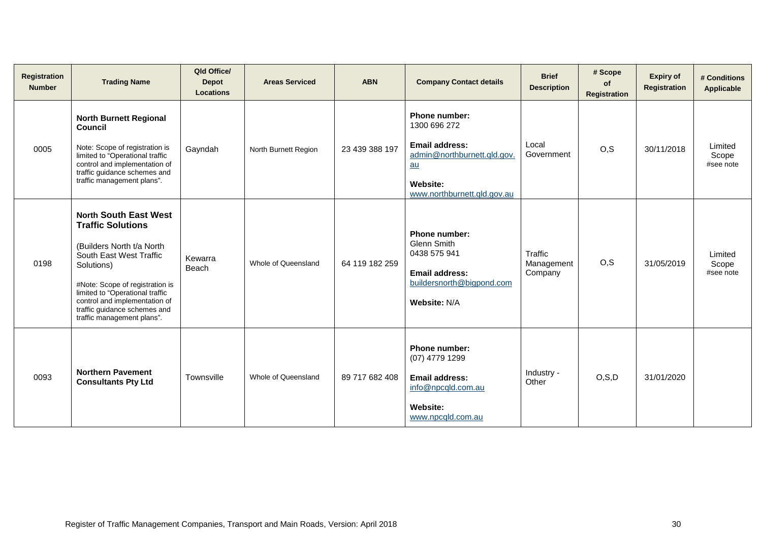| Registration Number | Trading Name | Qld Office/ Depot Locations | Areas Serviced | ABN | Company Contact details | Brief Description | # Scope of Registration | Expiry of Registration | # Conditions Applicable |
|---|---|---|---|---|---|---|---|---|---|
| 0005 | **North Burnett Regional Council**<br><br>Note: Scope of registration is limited to "Operational traffic control and implementation of traffic guidance schemes and traffic management plans". | Gayndah | North Burnett Region | 23 439 388 197 | **Phone number:**<br>1300 696 272<br><br>**Email address:**<br>admin@northburnett.qld.gov.au<br><br>**Website:**<br>www.northburnett.qld.gov.au | Local Government | O,S | 30/11/2018 | Limited Scope #see note |
| 0198 | **North South East West Traffic Solutions**<br><br>(Builders North t/a North South East West Traffic Solutions)<br><br>#Note: Scope of registration is limited to "Operational traffic control and implementation of traffic guidance schemes and traffic management plans". | Kewarra Beach | Whole of Queensland | 64 119 182 259 | **Phone number:**<br>Glenn Smith<br>0438 575 941<br><br>**Email address:**<br>buildersnorth@bigpond.com<br><br>**Website:** N/A | Traffic Management Company | O,S | 31/05/2019 | Limited Scope #see note |
| 0093 | **Northern Pavement Consultants Pty Ltd** | Townsville | Whole of Queensland | 89 717 682 408 | **Phone number:**<br>(07) 4779 1299<br><br>**Email address:**<br>info@npcqld.com.au<br><br>**Website:**<br>www.npcqld.com.au | Industry - Other | O,S,D | 31/01/2020 | |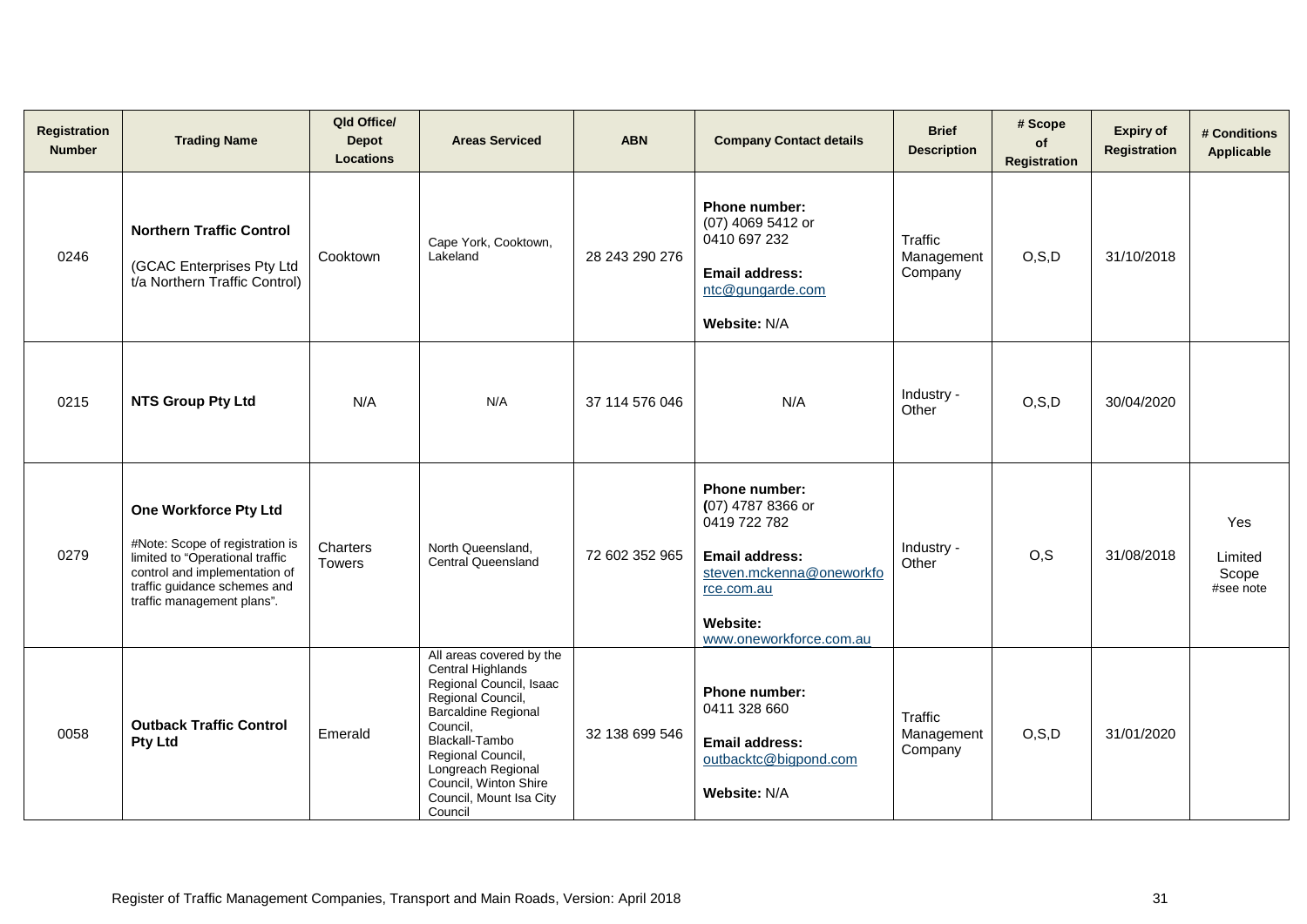| Registration Number | Trading Name | Qld Office/ Depot Locations | Areas Serviced | ABN | Company Contact details | Brief Description | # Scope of Registration | Expiry of Registration | # Conditions Applicable |
|---|---|---|---|---|---|---|---|---|---|
| 0246 | **Northern Traffic Control** (GCAC Enterprises Pty Ltd t/a Northern Traffic Control) | Cooktown | Cape York, Cooktown, Lakeland | 28 243 290 276 | **Phone number:** (07) 4069 5412 or 0410 697 232 **Email address:** ntc@gungarde.com **Website:** N/A | Traffic Management Company | O,S,D | 31/10/2018 | |
| 0215 | **NTS Group Pty Ltd** | N/A | N/A | 37 114 576 046 | N/A | Industry - Other | O,S,D | 30/04/2020 | |
| 0279 | **One Workforce Pty Ltd** #Note: Scope of registration is limited to "Operational traffic control and implementation of traffic guidance schemes and traffic management plans". | Charters Towers | North Queensland, Central Queensland | 72 602 352 965 | **Phone number:** (07) 4787 8366 or 0419 722 782 **Email address:** steven.mckenna@oneworkforce.com.au **Website:** www.oneworkforce.com.au | Industry - Other | O,S | 31/08/2018 | Yes Limited Scope #see note |
| 0058 | **Outback Traffic Control Pty Ltd** | Emerald | All areas covered by the Central Highlands Regional Council, Isaac Regional Council, Barcaldine Regional Council, Blackall-Tambo Regional Council, Longreach Regional Council, Winton Shire Council, Mount Isa City Council | 32 138 699 546 | **Phone number:** 0411 328 660 **Email address:** outbacktc@bigpond.com **Website:** N/A | Traffic Management Company | O,S,D | 31/01/2020 | |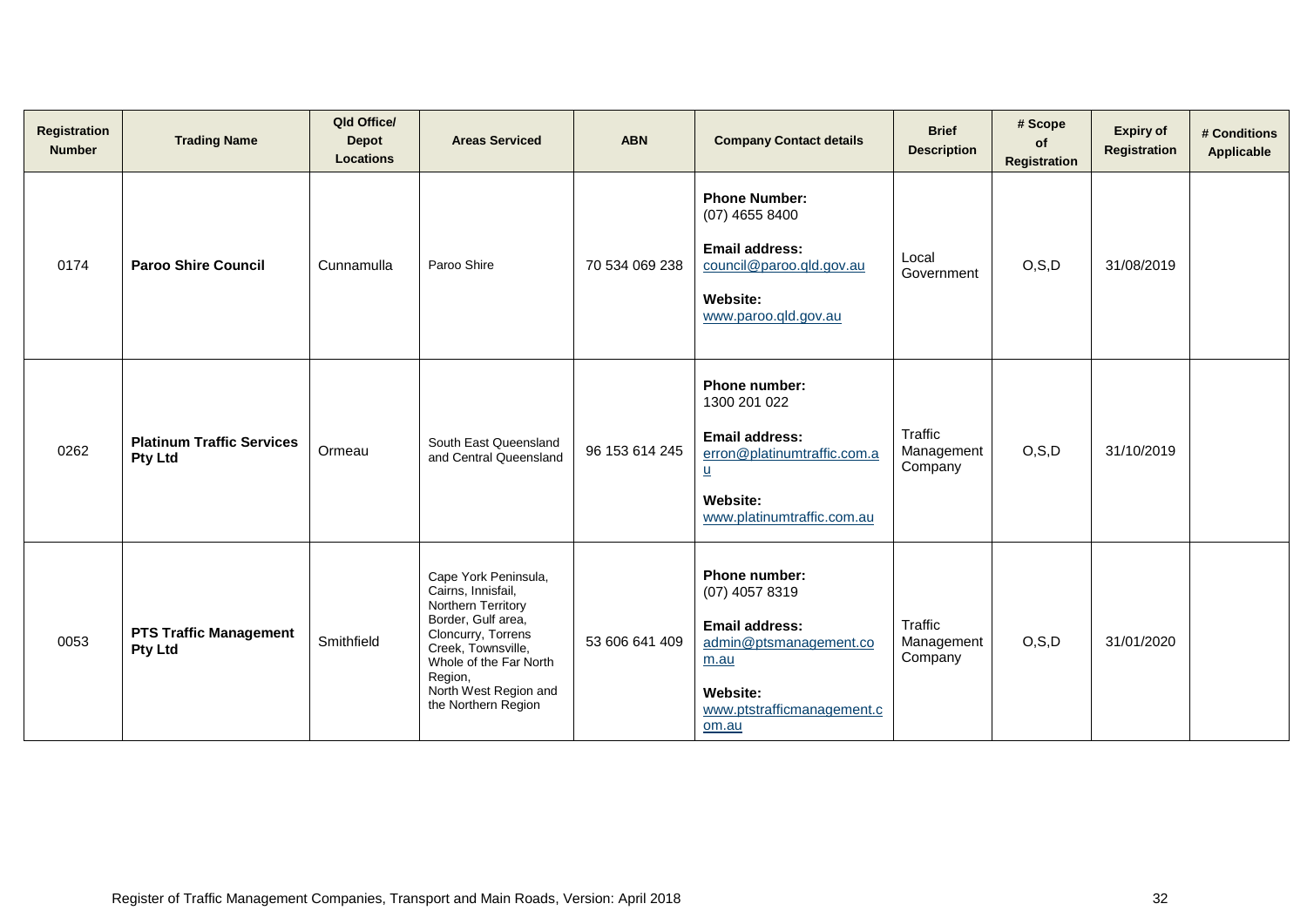| Registration Number | Trading Name | Qld Office/ Depot Locations | Areas Serviced | ABN | Company Contact details | Brief Description | # Scope of Registration | Expiry of Registration | # Conditions Applicable |
|---|---|---|---|---|---|---|---|---|---|
| 0174 | **Paroo Shire Council** | Cunnamulla | Paroo Shire | 70 534 069 238 | **Phone Number:** (07) 4655 8400 **Email address:** council@paroo.qld.gov.au **Website:** www.paroo.qld.gov.au | Local Government | O,S,D | 31/08/2019 | |
| 0262 | **Platinum Traffic Services Pty Ltd** | Ormeau | South East Queensland and Central Queensland | 96 153 614 245 | **Phone number:** 1300 201 022 **Email address:** erron@platinumtraffic.com.au **Website:** www.platinumtraffic.com.au | Traffic Management Company | O,S,D | 31/10/2019 | |
| 0053 | **PTS Traffic Management Pty Ltd** | Smithfield | Cape York Peninsula, Cairns, Innisfail, Northern Territory Border, Gulf area, Cloncurry, Torrens Creek, Townsville, Whole of the Far North Region, North West Region and the Northern Region | 53 606 641 409 | **Phone number:** (07) 4057 8319 **Email address:** admin@ptsmanagement.com.au **Website:** www.ptstrafficmanagement.com.au | Traffic Management Company | O,S,D | 31/01/2020 | |

Register of Traffic Management Companies, Transport and Main Roads, Version: April 2018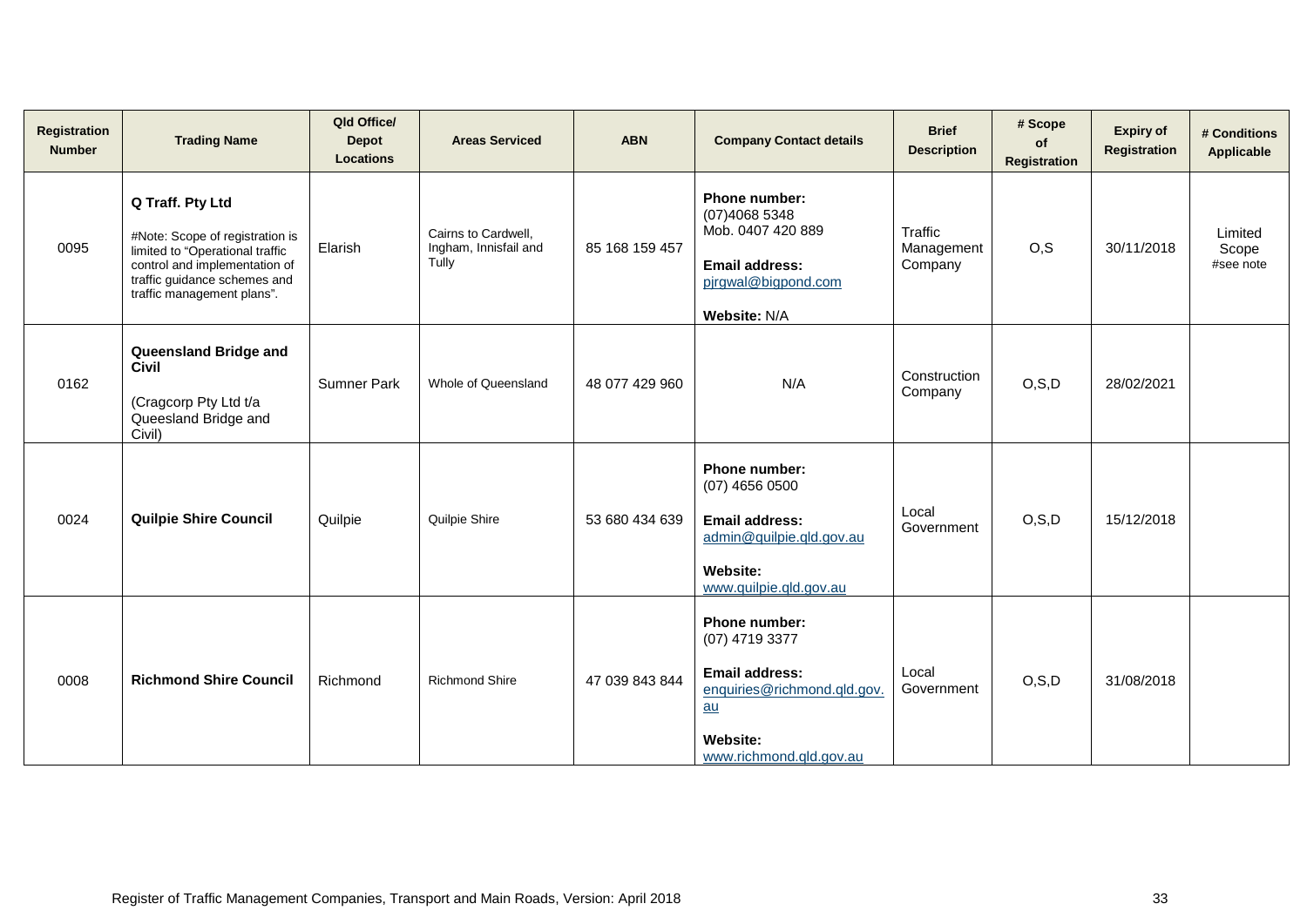| Registration Number | Trading Name | Qld Office/ Depot Locations | Areas Serviced | ABN | Company Contact details | Brief Description | # Scope of Registration | Expiry of Registration | # Conditions Applicable |
|---|---|---|---|---|---|---|---|---|---|
| 0095 | **Q Traff. Pty Ltd**<br><br>#Note: Scope of registration is limited to "Operational traffic control and implementation of traffic guidance schemes and traffic management plans". | Elarish | Cairns to Cardwell, Ingham, Innisfail and Tully | 85 168 159 457 | **Phone number:** (07)4068 5348 Mob. 0407 420 889<br><br>**Email address:** pjrgwal@bigpond.com<br><br>**Website:** N/A | Traffic Management Company | O,S | 30/11/2018 | Limited Scope #see note |
| 0162 | **Queensland Bridge and Civil**<br><br>(Cragcorp Pty Ltd t/a Queesland Bridge and Civil) | Sumner Park | Whole of Queensland | 48 077 429 960 | N/A | Construction Company | O,S,D | 28/02/2021 | |
| 0024 | **Quilpie Shire Council** | Quilpie | Quilpie Shire | 53 680 434 639 | **Phone number:** (07) 4656 0500<br><br>**Email address:** admin@quilpie.qld.gov.au<br><br>**Website:** www.quilpie.qld.gov.au | Local Government | O,S,D | 15/12/2018 | |
| 0008 | **Richmond Shire Council** | Richmond | Richmond Shire | 47 039 843 844 | **Phone number:** (07) 4719 3377<br><br>**Email address:** enquiries@richmond.qld.gov.au<br><br>**Website:** www.richmond.qld.gov.au | Local Government | O,S,D | 31/08/2018 | |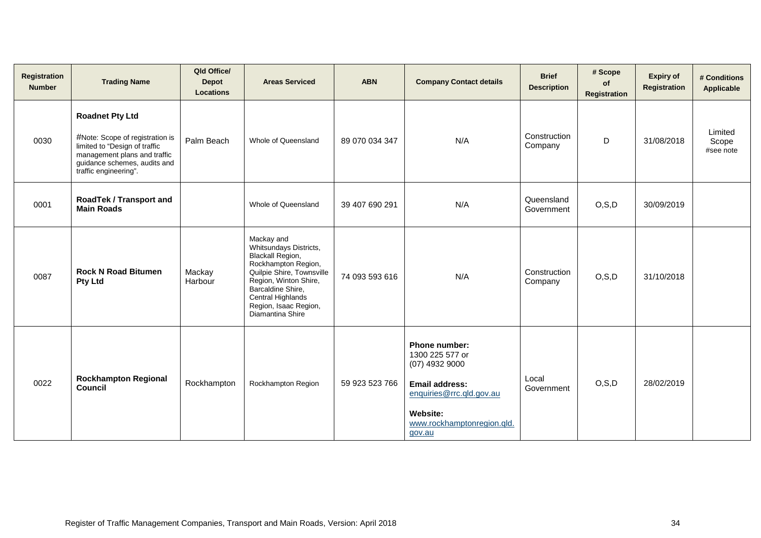| Registration Number | Trading Name | Qld Office/ Depot Locations | Areas Serviced | ABN | Company Contact details | Brief Description | # Scope of Registration | Expiry of Registration | # Conditions Applicable |
|---|---|---|---|---|---|---|---|---|---|
| 0030 | **Roadnet Pty Ltd**<br><br>#Note: Scope of registration is limited to "Design of traffic management plans and traffic guidance schemes, audits and traffic engineering". | Palm Beach | Whole of Queensland | 89 070 034 347 | N/A | Construction Company | D | 31/08/2018 | Limited Scope #see note |
| 0001 | **RoadTek / Transport and Main Roads** | | Whole of Queensland | 39 407 690 291 | N/A | Queensland Government | O,S,D | 30/09/2019 | |
| 0087 | **Rock N Road Bitumen Pty Ltd** | Mackay Harbour | Mackay and Whitsundays Districts, Blackall Region, Rockhampton Region, Quilpie Shire, Townsville Region, Winton Shire, Barcaldine Shire, Central Highlands Region, Isaac Region, Diamantina Shire | 74 093 593 616 | N/A | Construction Company | O,S,D | 31/10/2018 | |
| 0022 | **Rockhampton Regional Council** | Rockhampton | Rockhampton Region | 59 923 523 766 | **Phone number:**<br>1300 225 577 or (07) 4932 9000<br><br>**Email address:**<br>enquiries@rrc.qld.gov.au<br><br>**Website:**<br>www.rockhamptonregion.qld.gov.au | Local Government | O,S,D | 28/02/2019 | |

Register of Traffic Management Companies, Transport and Main Roads, Version: April 2018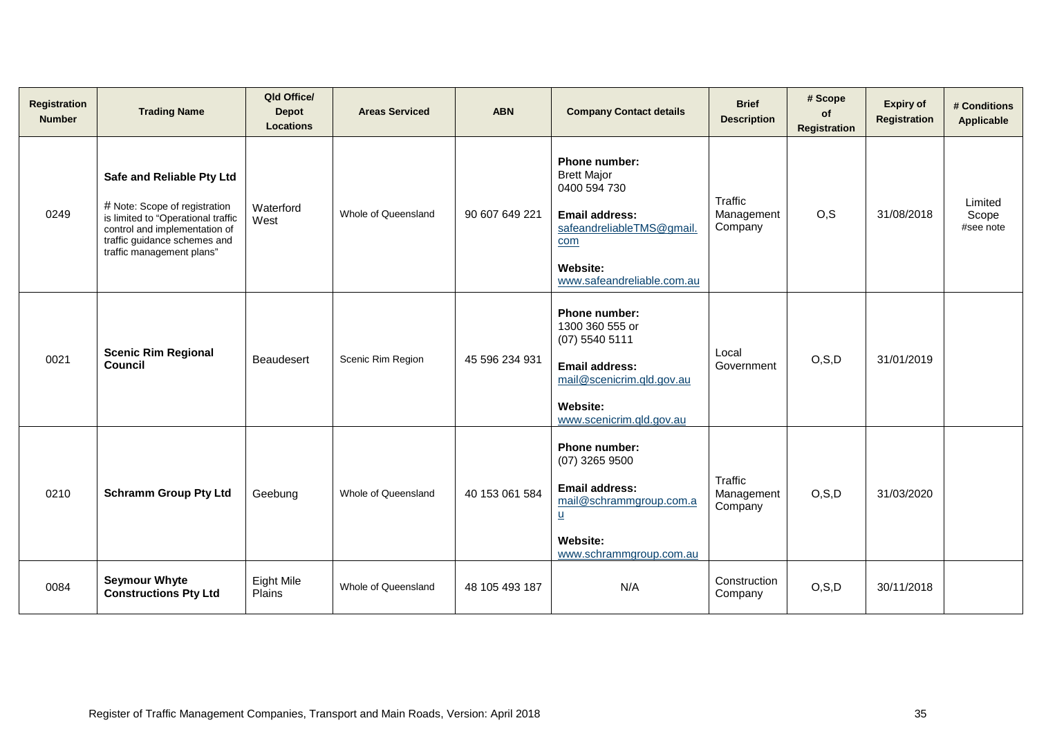| Registration Number | Trading Name | Qld Office/ Depot Locations | Areas Serviced | ABN | Company Contact details | Brief Description | # Scope of Registration | Expiry of Registration | # Conditions Applicable |
|---|---|---|---|---|---|---|---|---|---|
| 0249 | **Safe and Reliable Pty Ltd**<br><br># Note: Scope of registration is limited to "Operational traffic control and implementation of traffic guidance schemes and traffic management plans" | Waterford West | Whole of Queensland | 90 607 649 221 | **Phone number:**<br>Brett Major<br>0400 594 730<br><br>**Email address:**<br>safeandreliableTMS@gmail.com<br><br>**Website:**<br>www.safeandreliable.com.au | Traffic Management Company | O,S | 31/08/2018 | Limited Scope<br>#see note |
| 0021 | **Scenic Rim Regional Council** | Beaudesert | Scenic Rim Region | 45 596 234 931 | **Phone number:**<br>1300 360 555 or<br>(07) 5540 5111<br><br>**Email address:**<br>mail@scenicrim.qld.gov.au<br><br>**Website:**<br>www.scenicrim.qld.gov.au | Local Government | O,S,D | 31/01/2019 | |
| 0210 | **Schramm Group Pty Ltd** | Geebung | Whole of Queensland | 40 153 061 584 | **Phone number:**<br>(07) 3265 9500<br><br>**Email address:**<br>mail@schrammgroup.com.au<br><br>**Website:**<br>www.schrammgroup.com.au | Traffic Management Company | O,S,D | 31/03/2020 | |
| 0084 | **Seymour Whyte Constructions Pty Ltd** | Eight Mile Plains | Whole of Queensland | 48 105 493 187 | N/A | Construction Company | O,S,D | 30/11/2018 | |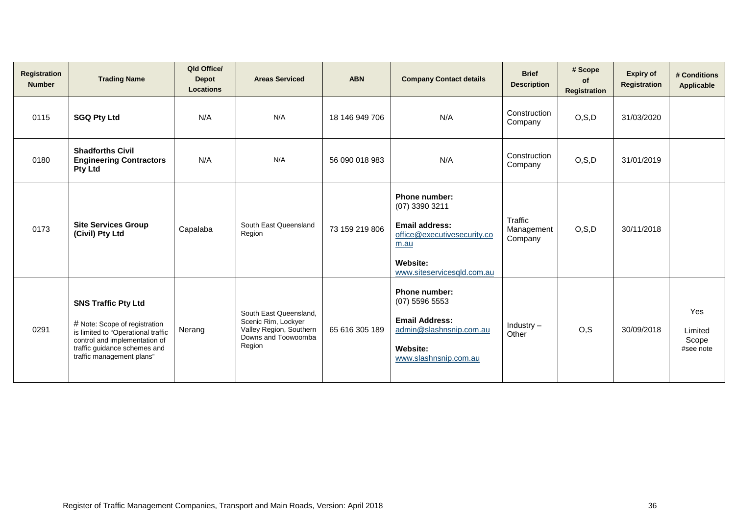| Registration Number | Trading Name | Qld Office/ Depot Locations | Areas Serviced | ABN | Company Contact details | Brief Description | # Scope of Registration | Expiry of Registration | # Conditions Applicable |
|---|---|---|---|---|---|---|---|---|---|
| 0115 | **SGQ Pty Ltd** | N/A | N/A | 18 146 949 706 | N/A | Construction Company | O,S,D | 31/03/2020 | |
| 0180 | **Shadforths Civil Engineering Contractors Pty Ltd** | N/A | N/A | 56 090 018 983 | N/A | Construction Company | O,S,D | 31/01/2019 | |
| 0173 | **Site Services Group (Civil) Pty Ltd** | Capalaba | South East Queensland Region | 73 159 219 806 | **Phone number:** (07) 3390 3211<br>**Email address:** office@executivesecurity.com.au<br>**Website:** www.siteservicesqld.com.au | Traffic Management Company | O,S,D | 30/11/2018 | |
| 0291 | **SNS Traffic Pty Ltd**<br># Note: Scope of registration is limited to "Operational traffic control and implementation of traffic guidance schemes and traffic management plans" | Nerang | South East Queensland, Scenic Rim, Lockyer Valley Region, Southern Downs and Toowoomba Region | 65 616 305 189 | **Phone number:** (07) 5596 5553<br>**Email Address:** admin@slashnsnip.com.au<br>**Website:** www.slashnsnip.com.au | Industry – Other | O,S | 30/09/2018 | Yes<br>Limited Scope<br>#see note |

Register of Traffic Management Companies, Transport and Main Roads, Version: April 2018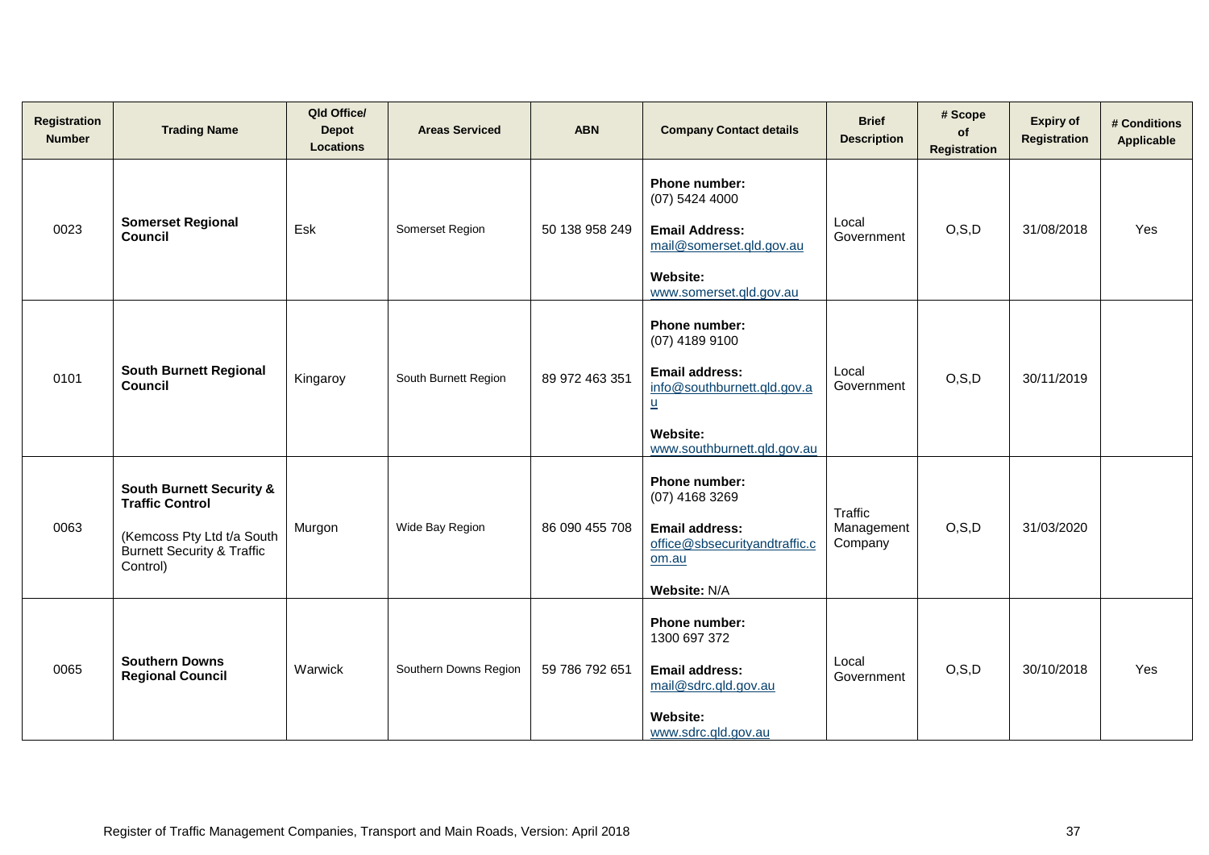| Registration Number | Trading Name | Qld Office/ Depot Locations | Areas Serviced | ABN | Company Contact details | Brief Description | # Scope of Registration | Expiry of Registration | # Conditions Applicable |
|---|---|---|---|---|---|---|---|---|---|
| 0023 | **Somerset Regional Council** | Esk | Somerset Region | 50 138 958 249 | **Phone number:** (07) 5424 4000 **Email Address:** mail@somerset.qld.gov.au **Website:** www.somerset.qld.gov.au | Local Government | O,S,D | 31/08/2018 | Yes |
| 0101 | **South Burnett Regional Council** | Kingaroy | South Burnett Region | 89 972 463 351 | **Phone number:** (07) 4189 9100 **Email address:** info@southburnett.qld.gov.au **Website:** www.southburnett.qld.gov.au | Local Government | O,S,D | 30/11/2019 | |
| 0063 | **South Burnett Security & Traffic Control** (Kemcoss Pty Ltd t/a South Burnett Security & Traffic Control) | Murgon | Wide Bay Region | 86 090 455 708 | **Phone number:** (07) 4168 3269 **Email address:** office@sbsecurityandtraffic.com.au **Website:** N/A | Traffic Management Company | O,S,D | 31/03/2020 | |
| 0065 | **Southern Downs Regional Council** | Warwick | Southern Downs Region | 59 786 792 651 | **Phone number:** 1300 697 372 **Email address:** mail@sdrc.qld.gov.au **Website:** www.sdrc.qld.gov.au | Local Government | O,S,D | 30/10/2018 | Yes |

Register of Traffic Management Companies, Transport and Main Roads, Version: April 2018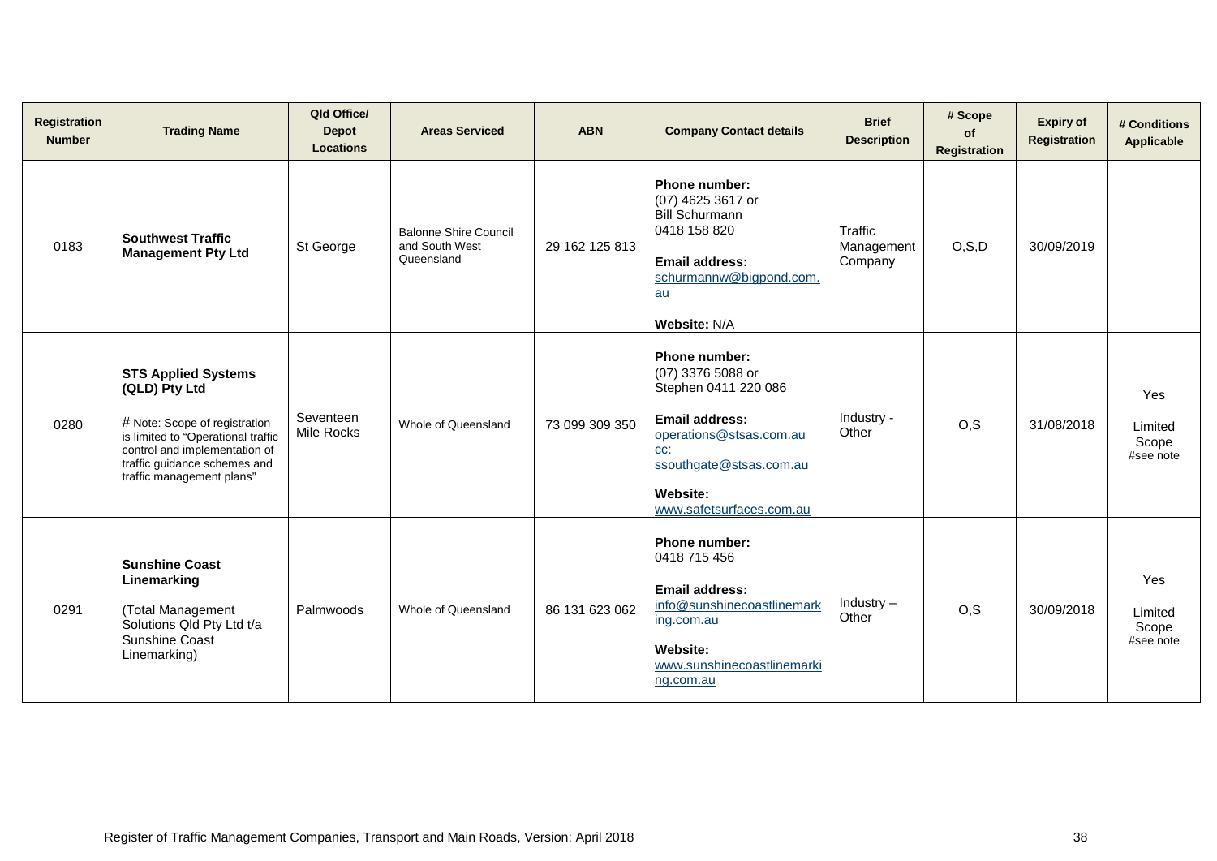| Registration Number | Trading Name | Qld Office/ Depot Locations | Areas Serviced | ABN | Company Contact details | Brief Description | # Scope of Registration | Expiry of Registration | # Conditions Applicable |
|---|---|---|---|---|---|---|---|---|---|
| 0183 | **Southwest Traffic Management Pty Ltd** | St George | Balonne Shire Council and South West Queensland | 29 162 125 813 | **Phone number:** (07) 4625 3617 or Bill Schurmann 0418 158 820 **Email address:** schurmannw@bigpond.com.au **Website:** N/A | Traffic Management Company | O,S,D | 30/09/2019 | |
| 0280 | **STS Applied Systems (QLD) Pty Ltd** # Note: Scope of registration is limited to "Operational traffic control and implementation of traffic guidance schemes and traffic management plans" | Seventeen Mile Rocks | Whole of Queensland | 73 099 309 350 | **Phone number:** (07) 3376 5088 or Stephen 0411 220 086 **Email address:** operations@stsas.com.au cc: ssouthgate@stsas.com.au **Website:** www.safetsurfaces.com.au | Industry - Other | O,S | 31/08/2018 | Yes Limited Scope #see note |
| 0291 | **Sunshine Coast Linemarking** (Total Management Solutions Qld Pty Ltd t/a Sunshine Coast Linemarking) | Palmwoods | Whole of Queensland | 86 131 623 062 | **Phone number:** 0418 715 456 **Email address:** info@sunshinecoastlinemarking.com.au **Website:** www.sunshinecoastlinemarking.com.au | Industry – Other | O,S | 30/09/2018 | Yes Limited Scope #see note |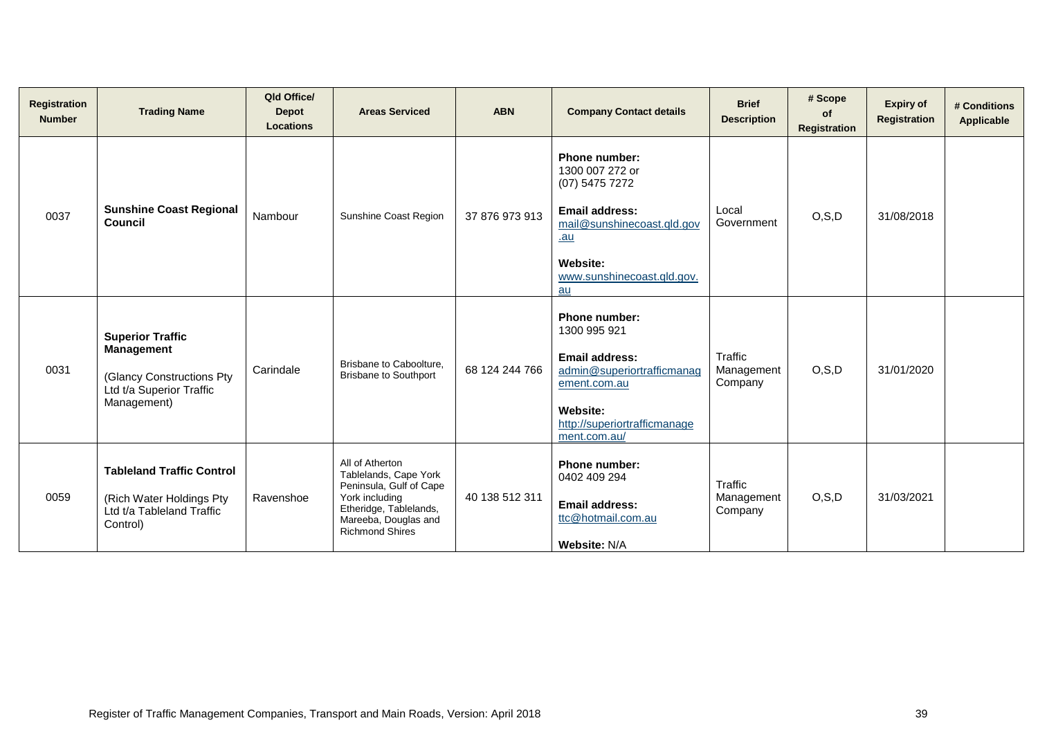| Registration Number | Trading Name | Qld Office/ Depot Locations | Areas Serviced | ABN | Company Contact details | Brief Description | # Scope of Registration | Expiry of Registration | # Conditions Applicable |
|---|---|---|---|---|---|---|---|---|---|
| 0037 | **Sunshine Coast Regional Council** | Nambour | Sunshine Coast Region | 37 876 973 913 | **Phone number:** 1300 007 272 or (07) 5475 7272<br><br>**Email address:** mail@sunshinecoast.qld.gov.au<br><br>**Website:** www.sunshinecoast.qld.gov.au | Local Government | O,S,D | 31/08/2018 | |
| 0031 | **Superior Traffic Management**<br><br>(Glancy Constructions Pty Ltd t/a Superior Traffic Management) | Carindale | Brisbane to Caboolture, Brisbane to Southport | 68 124 244 766 | **Phone number:** 1300 995 921<br><br>**Email address:** admin@superiortrafficmanagement.com.au<br><br>**Website:** http://superiortrafficmanagement.com.au/ | Traffic Management Company | O,S,D | 31/01/2020 | |
| 0059 | **Tableland Traffic Control**<br><br>(Rich Water Holdings Pty Ltd t/a Tableland Traffic Control) | Ravenshoe | All of Atherton Tablelands, Cape York Peninsula, Gulf of Cape York including Etheridge, Tablelands, Mareeba, Douglas and Richmond Shires | 40 138 512 311 | **Phone number:** 0402 409 294<br><br>**Email address:** ttc@hotmail.com.au<br><br>**Website:** N/A | Traffic Management Company | O,S,D | 31/03/2021 | |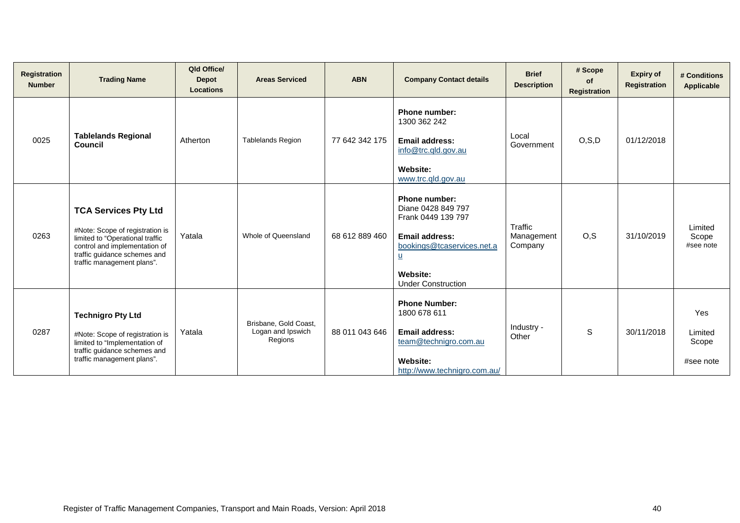| Registration Number | Trading Name | Qld Office/ Depot Locations | Areas Serviced | ABN | Company Contact details | Brief Description | # Scope of Registration | Expiry of Registration | # Conditions Applicable |
|---|---|---|---|---|---|---|---|---|---|
| 0025 | **Tablelands Regional Council** | Atherton | Tablelands Region | 77 642 342 175 | **Phone number:** 1300 362 242<br>**Email address:** info@trc.qld.gov.au<br>**Website:** www.trc.qld.gov.au | Local Government | O,S,D | 01/12/2018 | |
| 0263 | **TCA Services Pty Ltd**<br>#Note: Scope of registration is limited to "Operational traffic control and implementation of traffic guidance schemes and traffic management plans". | Yatala | Whole of Queensland | 68 612 889 460 | **Phone number:** Diane 0428 849 797 Frank 0449 139 797<br>**Email address:** bookings@tcaservices.net.au<br>**Website:** Under Construction | Traffic Management Company | O,S | 31/10/2019 | Limited Scope #see note |
| 0287 | **Technigro Pty Ltd**<br>#Note: Scope of registration is limited to "Implementation of traffic guidance schemes and traffic management plans". | Yatala | Brisbane, Gold Coast, Logan and Ipswich Regions | 88 011 043 646 | **Phone Number:** 1800 678 611<br>**Email address:** team@technigro.com.au<br>**Website:** http://www.technigro.com.au/ | Industry - Other | S | 30/11/2018 | Yes<br>Limited Scope<br>#see note |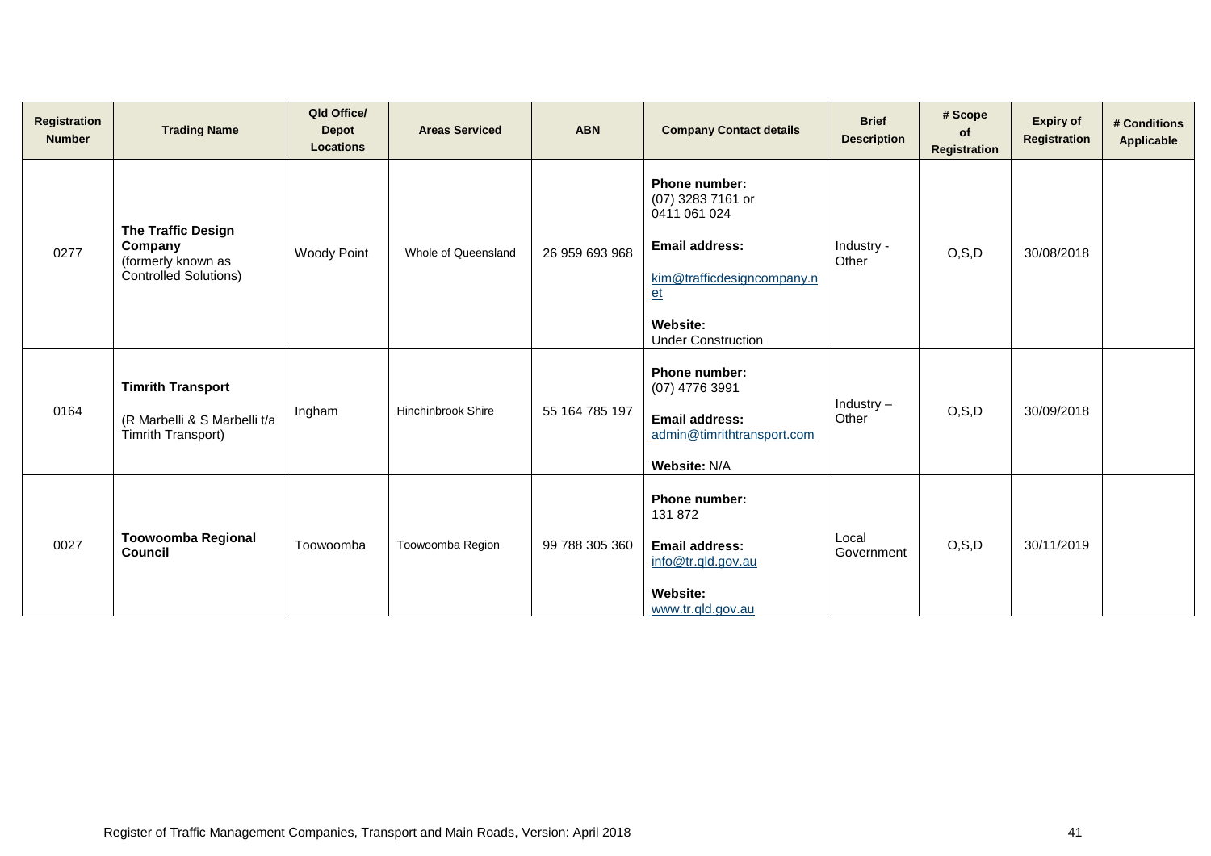| Registration Number | Trading Name | Qld Office/ Depot Locations | Areas Serviced | ABN | Company Contact details | Brief Description | # Scope of Registration | Expiry of Registration | # Conditions Applicable |
|---|---|---|---|---|---|---|---|---|---|
| 0277 | **The Traffic Design Company** (formerly known as Controlled Solutions) | Woody Point | Whole of Queensland | 26 959 693 968 | **Phone number:** (07) 3283 7161 or 0411 061 024 **Email address:** kim@trafficdesigncompany.net **Website:** Under Construction | Industry - Other | O,S,D | 30/08/2018 | |
| 0164 | **Timrith Transport** (R Marbelli & S Marbelli t/a Timrith Transport) | Ingham | Hinchinbrook Shire | 55 164 785 197 | **Phone number:** (07) 4776 3991 **Email address:** admin@timrithtransport.com **Website:** N/A | Industry – Other | O,S,D | 30/09/2018 | |
| 0027 | **Toowoomba Regional Council** | Toowoomba | Toowoomba Region | 99 788 305 360 | **Phone number:** 131 872 **Email address:** info@tr.qld.gov.au **Website:** www.tr.qld.gov.au | Local Government | O,S,D | 30/11/2019 | |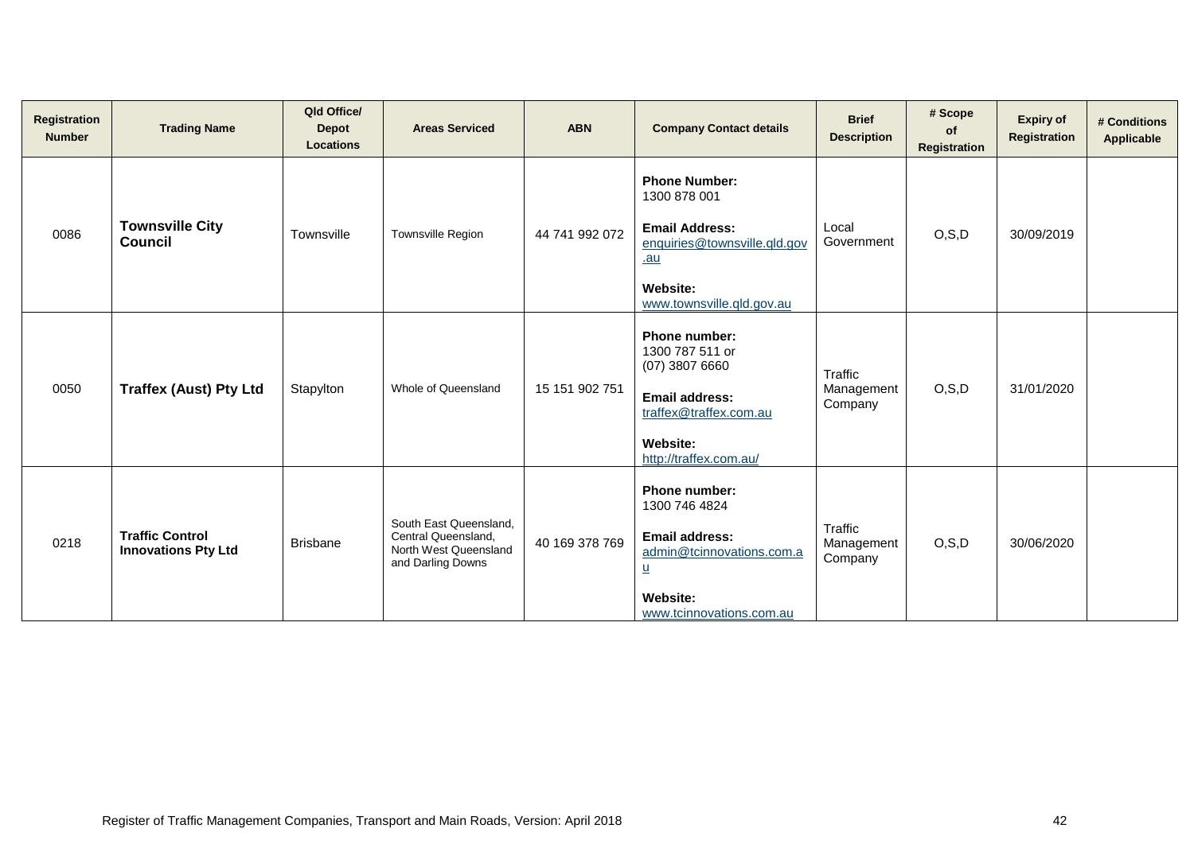| Registration Number | Trading Name | Qld Office/ Depot Locations | Areas Serviced | ABN | Company Contact details | Brief Description | # Scope of Registration | Expiry of Registration | # Conditions Applicable |
|---|---|---|---|---|---|---|---|---|---|
| 0086 | **Townsville City Council** | Townsville | Townsville Region | 44 741 992 072 | **Phone Number:** 1300 878 001<br><br>**Email Address:** enquiries@townsville.qld.gov.au<br><br>**Website:** www.townsville.qld.gov.au | Local Government | O,S,D | 30/09/2019 | |
| 0050 | **Traffex (Aust) Pty Ltd** | Stapylton | Whole of Queensland | 15 151 902 751 | **Phone number:** 1300 787 511 or (07) 3807 6660<br><br>**Email address:** traffex@traffex.com.au<br><br>**Website:** http://traffex.com.au/ | Traffic Management Company | O,S,D | 31/01/2020 | |
| 0218 | **Traffic Control Innovations Pty Ltd** | Brisbane | South East Queensland, Central Queensland, North West Queensland and Darling Downs | 40 169 378 769 | **Phone number:** 1300 746 4824<br><br>**Email address:** admin@tcinnovations.com.au<br><br>**Website:** www.tcinnovations.com.au | Traffic Management Company | O,S,D | 30/06/2020 | |

Register of Traffic Management Companies, Transport and Main Roads, Version: April 2018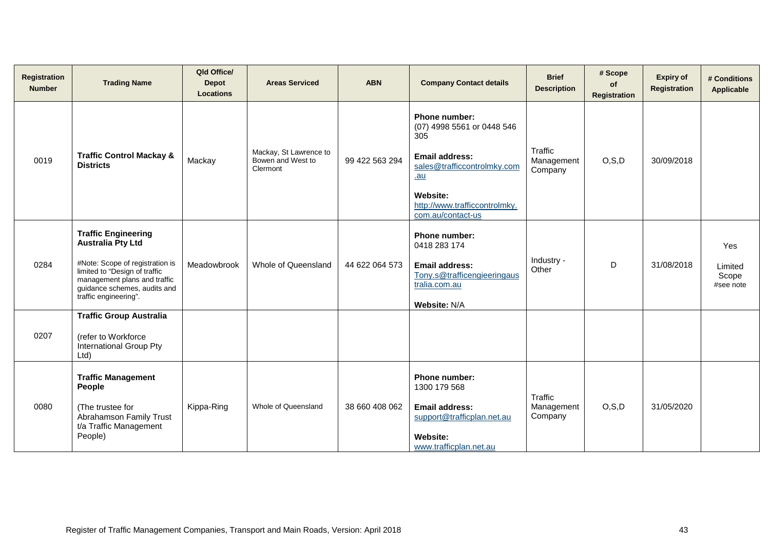| Registration Number | Trading Name | Qld Office/ Depot Locations | Areas Serviced | ABN | Company Contact details | Brief Description | # Scope of Registration | Expiry of Registration | # Conditions Applicable |
|---|---|---|---|---|---|---|---|---|---|
| 0019 | **Traffic Control Mackay & Districts** | Mackay | Mackay, St Lawrence to Bowen and West to Clermont | 99 422 563 294 | **Phone number:** (07) 4998 5561 or 0448 546 305<br>**Email address:** sales@trafficcontrolmky.com.au<br>**Website:** http://www.trafficcontrolmky.com.au/contact-us | Traffic Management Company | O,S,D | 30/09/2018 | |
| 0284 | **Traffic Engineering Australia Pty Ltd**<br>#Note: Scope of registration is limited to "Design of traffic management plans and traffic guidance schemes, audits and traffic engineering". | Meadowbrook | Whole of Queensland | 44 622 064 573 | **Phone number:** 0418 283 174<br>**Email address:** Tony.s@trafficengieeringaustralia.com.au<br>**Website:** N/A | Industry - Other | D | 31/08/2018 | Yes<br>Limited Scope<br>#see note |
| 0207 | **Traffic Group Australia**<br>(refer to Workforce International Group Pty Ltd) | | | | | | | | |
| 0080 | **Traffic Management People**<br>(The trustee for Abrahamson Family Trust t/a Traffic Management People) | Kippa-Ring | Whole of Queensland | 38 660 408 062 | **Phone number:** 1300 179 568<br>**Email address:** support@trafficplan.net.au<br>**Website:** www.trafficplan.net.au | Traffic Management Company | O,S,D | 31/05/2020 | |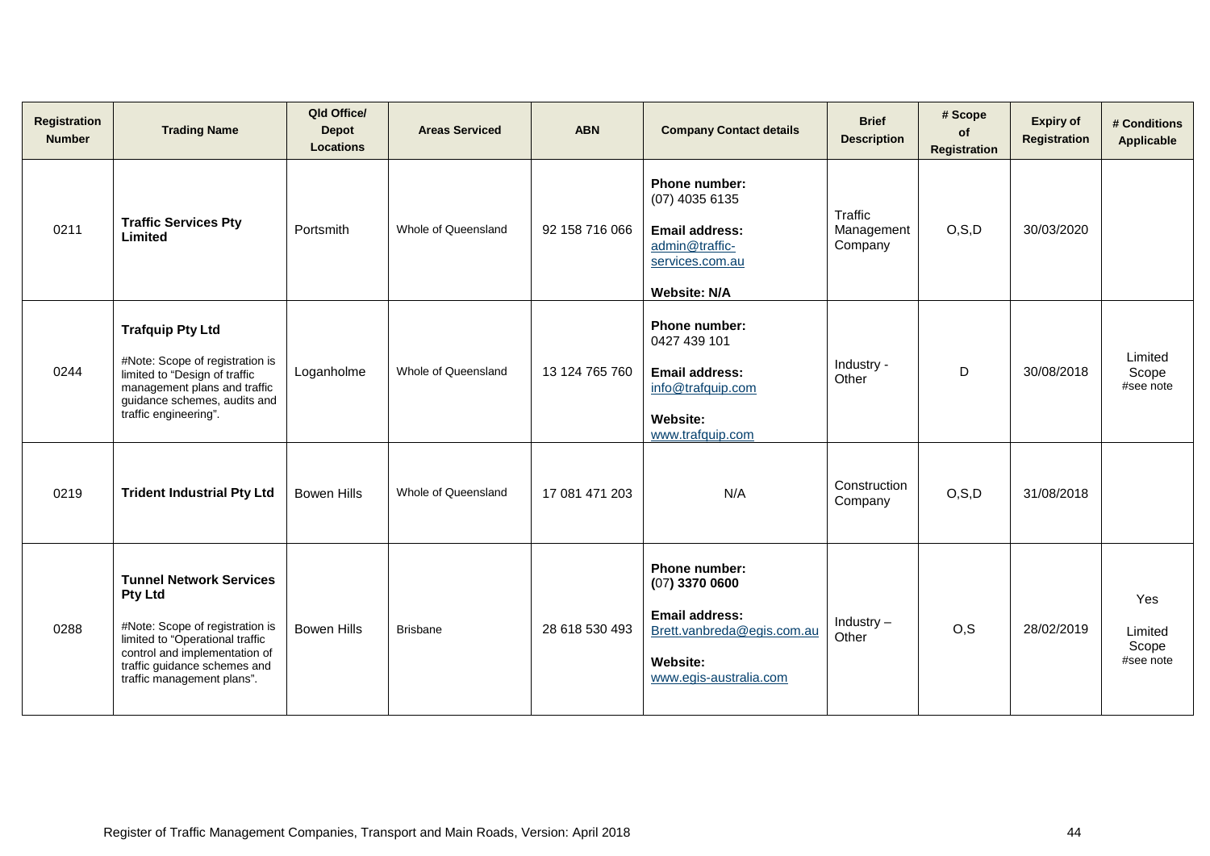| Registration Number | Trading Name | Qld Office/ Depot Locations | Areas Serviced | ABN | Company Contact details | Brief Description | # Scope of Registration | Expiry of Registration | # Conditions Applicable |
|---|---|---|---|---|---|---|---|---|---|
| 0211 | **Traffic Services Pty Limited** | Portsmith | Whole of Queensland | 92 158 716 066 | **Phone number:** (07) 4035 6135<br>**Email address:** admin@traffic-services.com.au<br>**Website: N/A** | Traffic Management Company | O,S,D | 30/03/2020 | |
| 0244 | **Trafquip Pty Ltd**<br>#Note: Scope of registration is limited to "Design of traffic management plans and traffic guidance schemes, audits and traffic engineering". | Loganholme | Whole of Queensland | 13 124 765 760 | **Phone number:** 0427 439 101<br>**Email address:** info@trafquip.com<br>**Website:** www.trafquip.com | Industry - Other | D | 30/08/2018 | Limited Scope #see note |
| 0219 | **Trident Industrial Pty Ltd** | Bowen Hills | Whole of Queensland | 17 081 471 203 | N/A | Construction Company | O,S,D | 31/08/2018 | |
| 0288 | **Tunnel Network Services Pty Ltd**<br>#Note: Scope of registration is limited to "Operational traffic control and implementation of traffic guidance schemes and traffic management plans". | Bowen Hills | Brisbane | 28 618 530 493 | **Phone number:** (07**) 3370 0600**<br>**Email address:** Brett.vanbreda@egis.com.au<br>**Website:** www.egis-australia.com | Industry – Other | O,S | 28/02/2019 | Yes<br>Limited Scope #see note |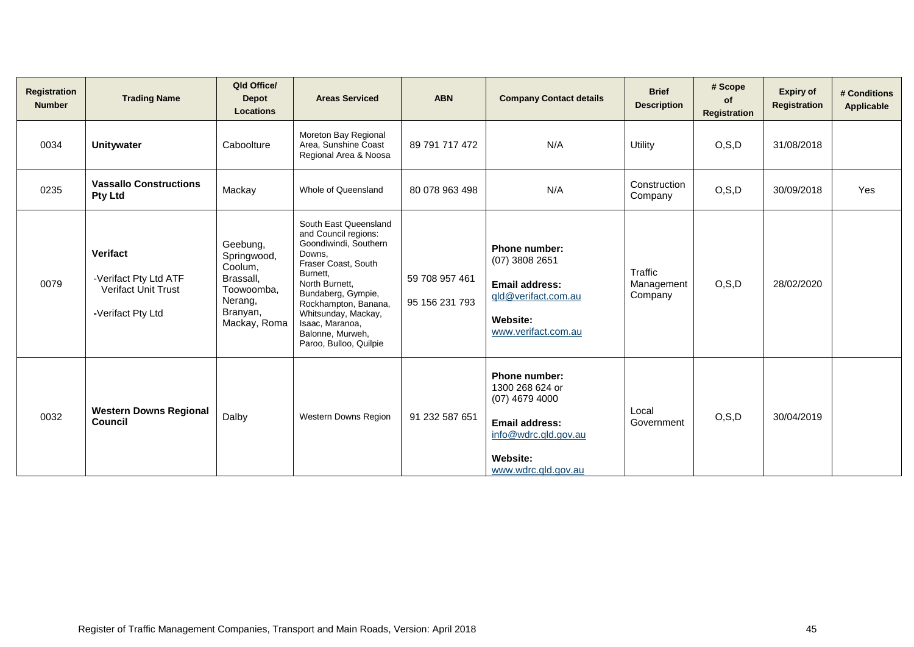| Registration Number | Trading Name | Qld Office/ Depot Locations | Areas Serviced | ABN | Company Contact details | Brief Description | # Scope of Registration | Expiry of Registration | # Conditions Applicable |
|---|---|---|---|---|---|---|---|---|---|
| 0034 | **Unitywater** | Caboolture | Moreton Bay Regional Area, Sunshine Coast Regional Area & Noosa | 89 791 717 472 | N/A | Utility | O,S,D | 31/08/2018 | |
| 0235 | **Vassallo Constructions Pty Ltd** | Mackay | Whole of Queensland | 80 078 963 498 | N/A | Construction Company | O,S,D | 30/09/2018 | Yes |
| 0079 | **Verifact**<br><br>-Verifact Pty Ltd ATF Verifact Unit Trust<br><br>**-**Verifact Pty Ltd | Geebung, Springwood, Coolum, Brassall, Toowoomba, Nerang, Branyan, Mackay, Roma | South East Queensland and Council regions: Goondiwindi, Southern Downs, Fraser Coast, South Burnett, North Burnett, Bundaberg, Gympie, Rockhampton, Banana, Whitsunday, Mackay, Isaac, Maranoa, Balonne, Murweh, Paroo, Bulloo, Quilpie | 59 708 957 461<br><br>95 156 231 793 | **Phone number:** (07) 3808 2651<br><br>**Email address:** qld@verifact.com.au<br><br>**Website:** www.verifact.com.au | Traffic Management Company | O,S,D | 28/02/2020 | |
| 0032 | **Western Downs Regional Council** | Dalby | Western Downs Region | 91 232 587 651 | **Phone number:** 1300 268 624 or (07) 4679 4000<br><br>**Email address:** info@wdrc.qld.gov.au<br><br>**Website:** www.wdrc.qld.gov.au | Local Government | O,S,D | 30/04/2019 | |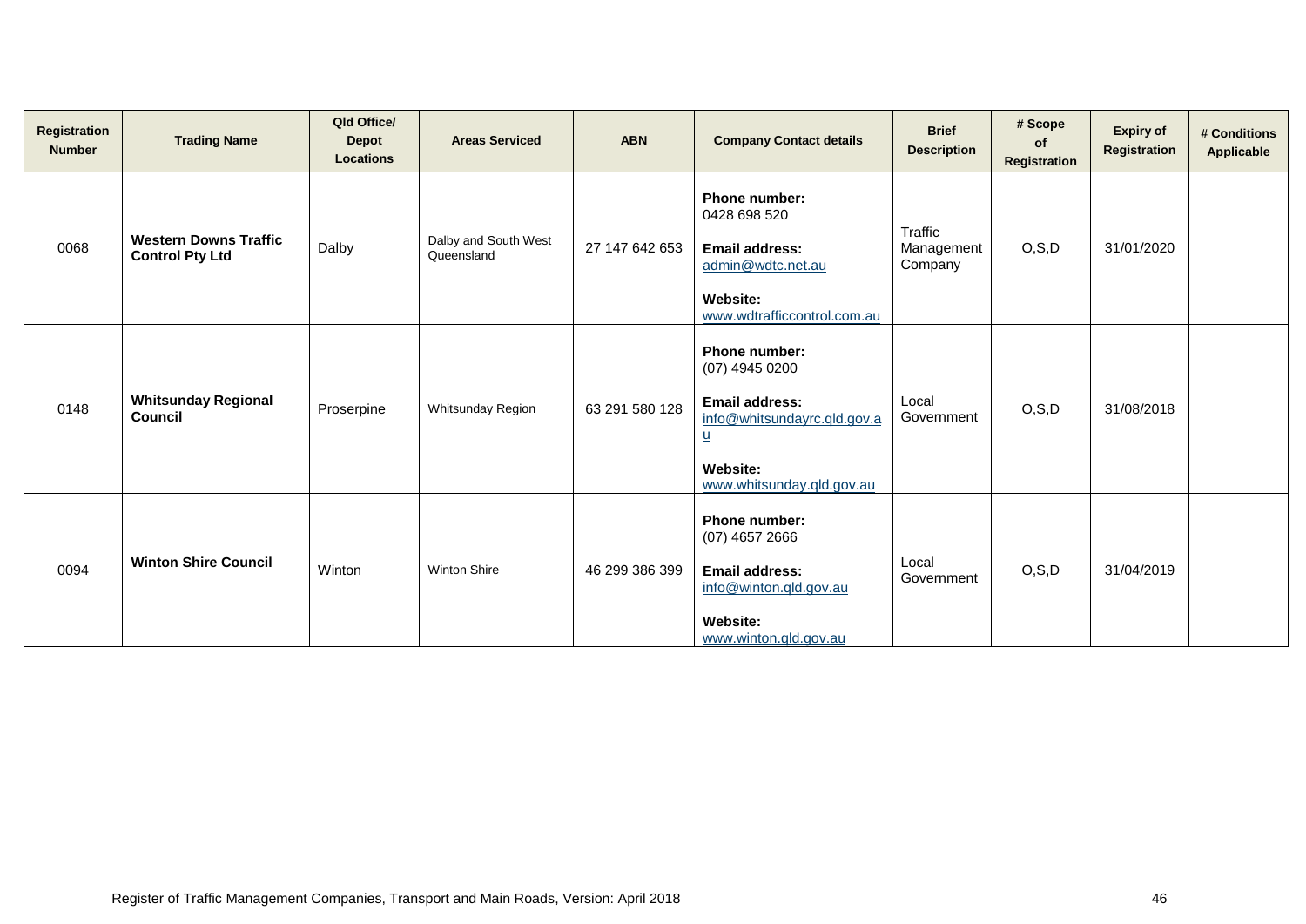| Registration Number | Trading Name | Qld Office/ Depot Locations | Areas Serviced | ABN | Company Contact details | Brief Description | # Scope of Registration | Expiry of Registration | # Conditions Applicable |
|---|---|---|---|---|---|---|---|---|---|
| 0068 | **Western Downs Traffic Control Pty Ltd** | Dalby | Dalby and South West Queensland | 27 147 642 653 | **Phone number:** 0428 698 520 **Email address:** admin@wdtc.net.au **Website:** www.wdtrafficcontrol.com.au | Traffic Management Company | O,S,D | 31/01/2020 | |
| 0148 | **Whitsunday Regional Council** | Proserpine | Whitsunday Region | 63 291 580 128 | **Phone number:** (07) 4945 0200 **Email address:** info@whitsundayrc.qld.gov.au **Website:** www.whitsunday.qld.gov.au | Local Government | O,S,D | 31/08/2018 | |
| 0094 | **Winton Shire Council** | Winton | Winton Shire | 46 299 386 399 | **Phone number:** (07) 4657 2666 **Email address:** info@winton.qld.gov.au **Website:** www.winton.qld.gov.au | Local Government | O,S,D | 31/04/2019 | |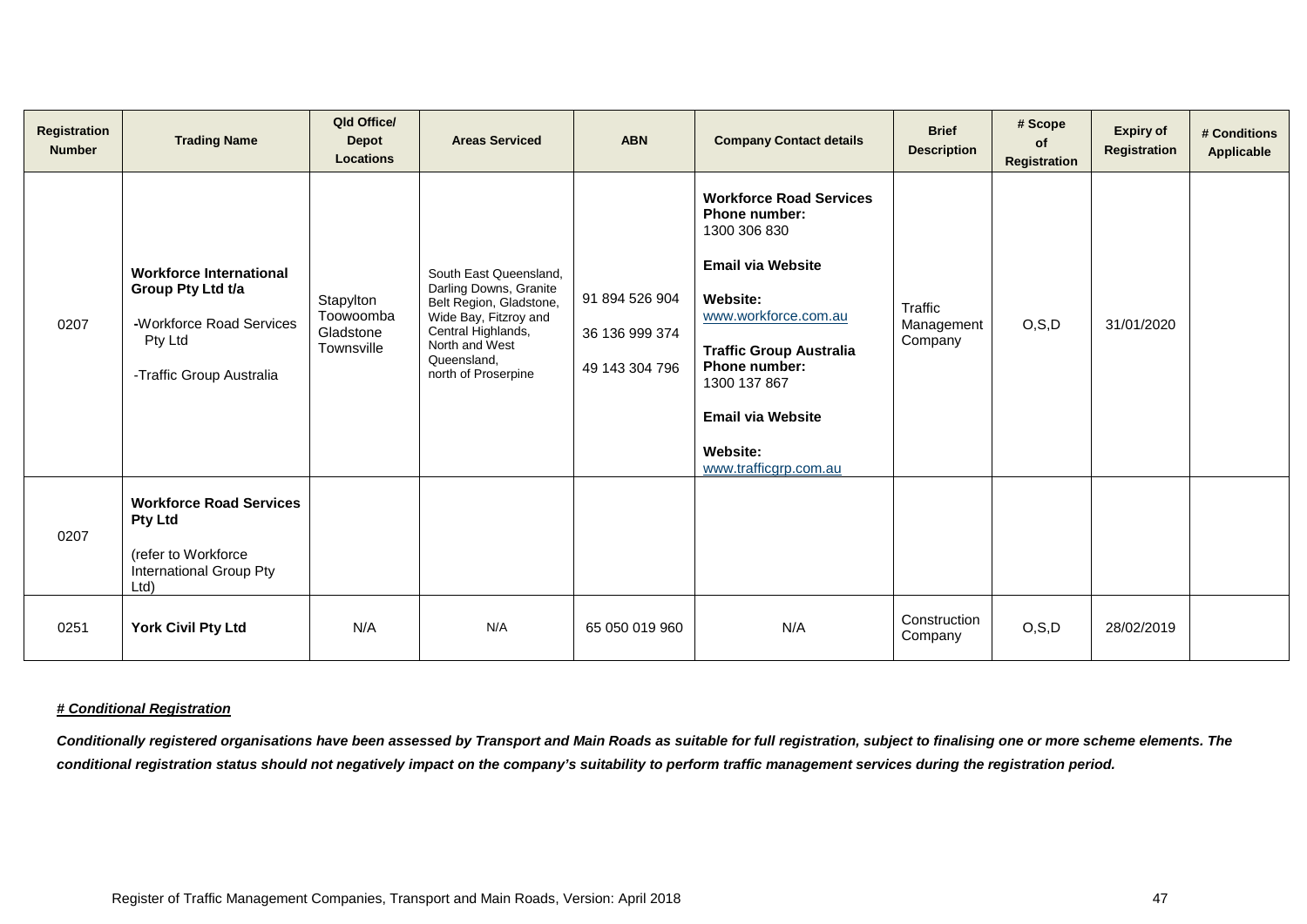| Registration Number | Trading Name | Qld Office/ Depot Locations | Areas Serviced | ABN | Company Contact details | Brief Description | # Scope of Registration | Expiry of Registration | # Conditions Applicable |
|---|---|---|---|---|---|---|---|---|---|
| 0207 | **Workforce International Group Pty Ltd t/a**<br>-Workforce Road Services Pty Ltd<br>-Traffic Group Australia | Stapylton<br>Toowoomba<br>Gladstone<br>Townsville | South East Queensland, Darling Downs, Granite Belt Region, Gladstone, Wide Bay, Fitzroy and Central Highlands, North and West Queensland, north of Proserpine | 91 894 526 904<br>36 136 999 374<br>49 143 304 796 | **Workforce Road Services**<br>**Phone number:**<br>1300 306 830<br>**Email via Website**<br>**Website:**<br>www.workforce.com.au<br>**Traffic Group Australia**<br>**Phone number:**<br>1300 137 867<br>**Email via Website**<br>**Website:**<br>www.trafficgrp.com.au | Traffic Management Company | O,S,D | 31/01/2020 | |
| 0207 | **Workforce Road Services Pty Ltd**<br>(refer to Workforce International Group Pty Ltd) | | | | | | | | |
| 0251 | **York Civil Pty Ltd** | N/A | N/A | 65 050 019 960 | N/A | Construction Company | O,S,D | 28/02/2019 | |

***# Conditional Registration***

***Conditionally registered organisations have been assessed by Transport and Main Roads as suitable for full registration, subject to finalising one or more scheme elements. The conditional registration status should not negatively impact on the company's suitability to perform traffic management services during the registration period.***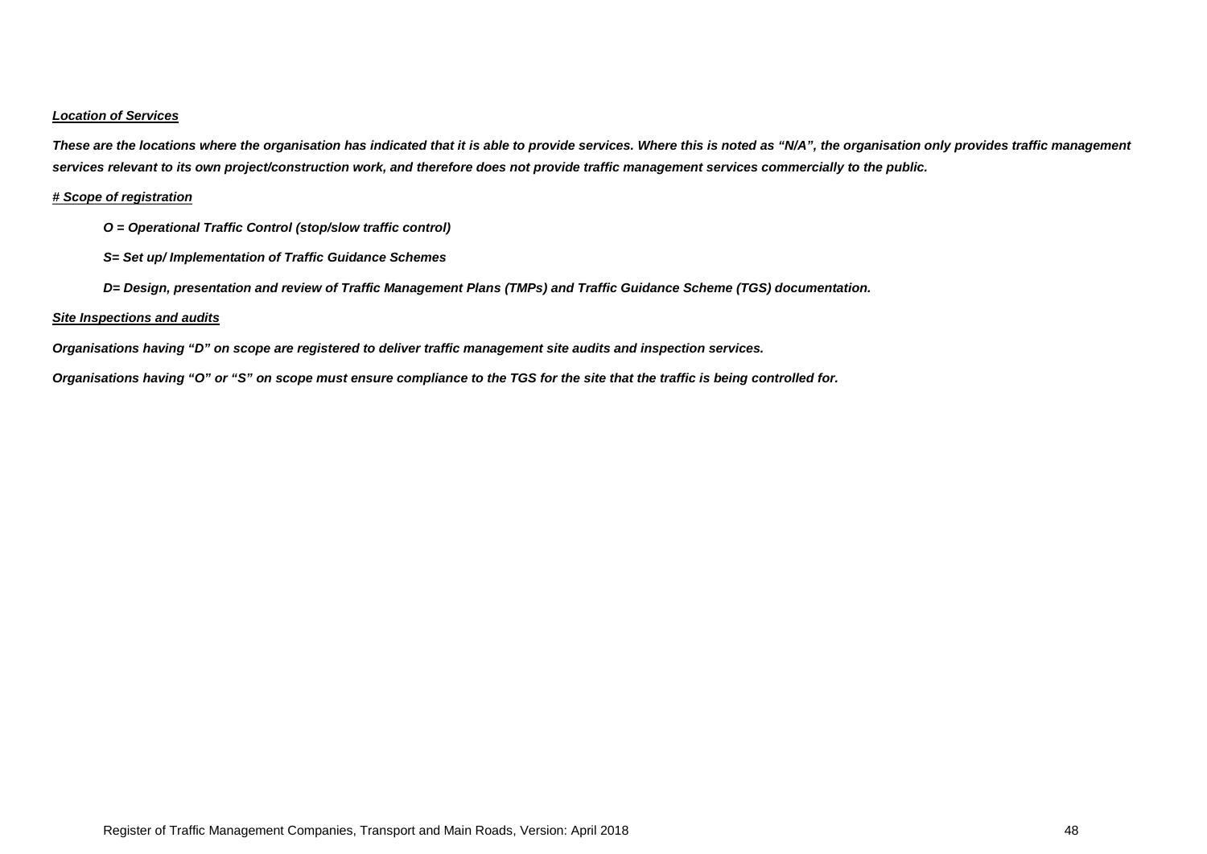***Location of Services***

***These are the locations where the organisation has indicated that it is able to provide services. Where this is noted as "N/A", the organisation only provides traffic management services relevant to its own project/construction work, and therefore does not provide traffic management services commercially to the public.***

***# Scope of registration***

> ***O = Operational Traffic Control (stop/slow traffic control)***
>
> ***S= Set up/ Implementation of Traffic Guidance Schemes***
>
> ***D= Design, presentation and review of Traffic Management Plans (TMPs) and Traffic Guidance Scheme (TGS) documentation.***

***Site Inspections and audits***

***Organisations having "D" on scope are registered to deliver traffic management site audits and inspection services.***

***Organisations having "O" or "S" on scope must ensure compliance to the TGS for the site that the traffic is being controlled for.***